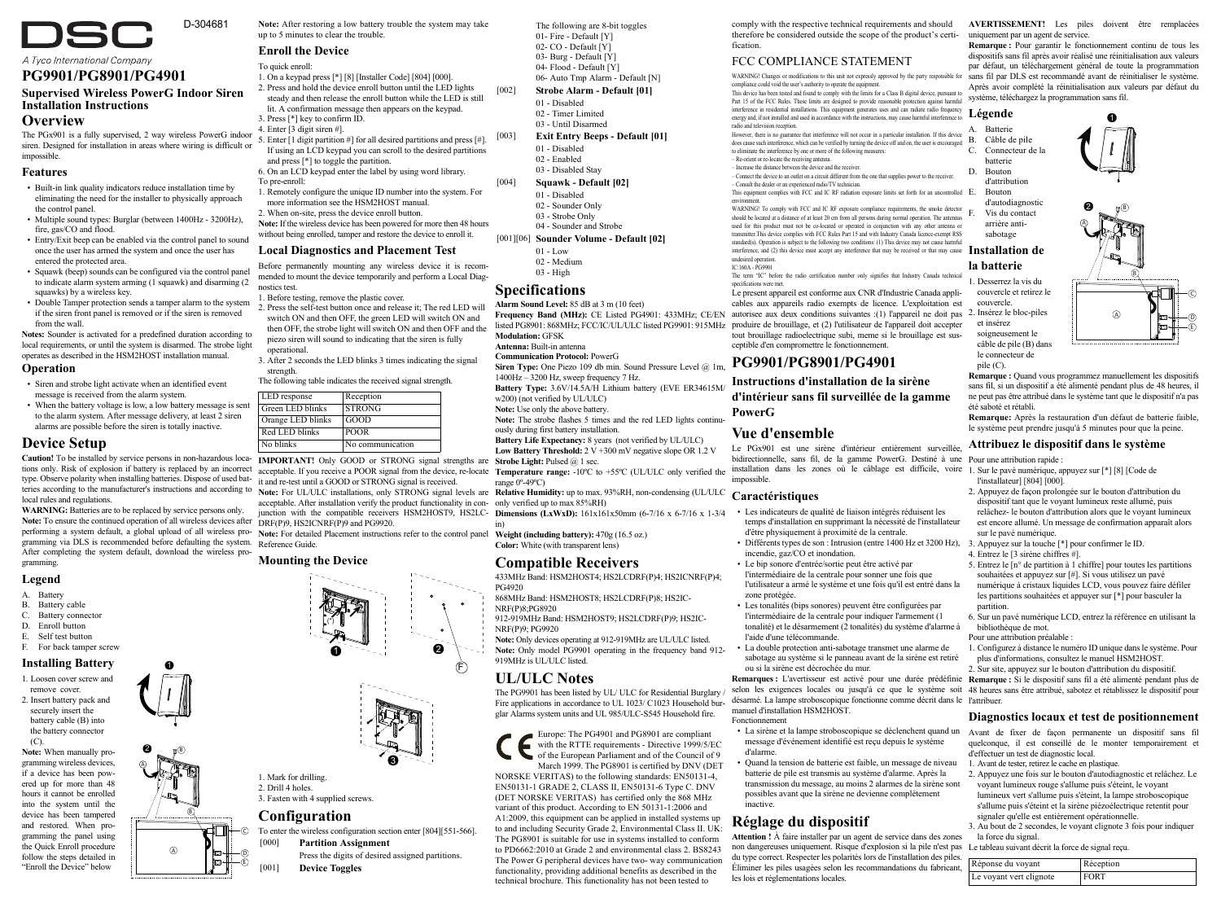D-304681

DSC

A Tyco International Company

# PG9901/PG8901/PG4901

## Supervised Wireless PowerG Indoor Siren Installation Instructions

## Overview

The PGx901 is a fully supervised, 2 way wireless PowerG indoor siren. Designed for installation in areas where wiring is difficult or impossible.

### Features

- Built-in link quality indicators reduce installation time by eliminating the need for the installer to physically approach the control panel.
- Multiple sound types: Burglar (between 1400Hz - 3200Hz), fire, gas/CO and flood.
- Entry/Exit beep can be enabled via the control panel to sound once the user has armed the system and once the user has entered the protected area.
- Squawk (beep) sounds can be configured via the control panel to indicate alarm system arming (1 squawk) and disarming (2 squawks) by a wireless key.
- Double Tamper protection sends a tamper alarm to the system if the siren front panel is removed or if the siren is removed from the wall.

**Notes:** Sounder is activated for a predefined duration according to local requirements, or until the system is disarmed. The strobe light operates as described in the HSM2HOST installation manual.

### Operation

- Siren and strobe light activate when an identified event message is received from the alarm system.
- When the battery voltage is low, a low battery message is sent to the alarm system. After message delivery, at least 2 siren alarms are possible before the siren is totally inactive.

## Device Setup

**Caution!** To be installed by service persons in non-hazardous locations only. Risk of explosion if battery is replaced by an incorrect type. Observe polarity when installing batteries. Dispose of used batteries according to the manufacturer's instructions and according to local rules and regulations.

**WARNING:** Batteries are to be replaced by service persons only.

**Note:** To ensure the continued operation of all wireless devices after performing a system default, a global upload of all wireless programming via DLS is recommended before defaulting the system. After completing the system default, download the wireless programming.

### Legend

A. Battery
B. Battery cable
C. Battery connector
D. Enroll button
E. Self test button
F. For back tamper screw

### Installing Battery

1. Loosen cover screw and remove cover.
2. Insert battery pack and securely insert the battery cable (B) into the battery connector (C).

**Note:** When manually programming wireless devices, if a device has been powered up for more than 48 hours it cannot be enrolled into the system until the device has been tampered and restored. When programming the panel using the Quick Enroll procedure follow the steps detailed in "Enroll the Device" below

**Note:** After restoring a low battery trouble the system may take up to 5 minutes to clear the trouble.

### Enroll the Device

To quick enroll:

1. On a keypad press [*] [8] [Installer Code] [804] [000].
2. Press and hold the device enroll button until the LED lights steady and then release the enroll button while the LED is still lit. A confirmation message then appears on the keypad.
3. Press [*] key to confirm ID.
4. Enter [3 digit siren #].
5. Enter [1 digit partition #] for all desired partitions and press [#]. If using an LCD keypad you can scroll to the desired partitions and press [*] to toggle the partition.
6. On an LCD keypad enter the label by using word library.

To pre-enroll:

1. Remotely configure the unique ID number into the system. For more information see the HSM2HOST manual.
2. When on-site, press the device enroll button.

**Note:** If the wireless device has been powered for more than 48 hours without being enrolled, tamper and restore the device to enroll it.

### Local Diagnostics and Placement Test

Before permanently mounting any wireless device it is recommended to mount the device temporarily and perform a Local Diagnostics test.

1. Before testing, remove the plastic cover.
2. Press the self-test button once and release it; The red LED will switch ON and then OFF, the green LED will switch ON and then OFF, the strobe light will switch ON and then OFF and the piezo siren will sound to indicate that the siren is fully operational.
3. After 2 seconds the LED blinks 3 times indicating the signal strength.

The following table indicates the received signal strength.

| LED response | Reception |
|---|---|
| Green LED blinks | STRONG |
| Orange LED blinks | GOOD |
| Red LED blinks | POOR |
| No blinks | No communication |

**IMPORTANT!** Only GOOD or STRONG signal strengths are acceptable. If you receive a POOR signal from the device, re-locate it and re-test until a GOOD or STRONG signal is received.

**Note:** For UL/ULC installations, only STRONG signal levels are acceptable. After installation verify the product functionality in conjunction with the compatible receivers HSM2HOST9, HS2LCDRF(P)9, HS2ICNRF(P)9 and PG9920.

**Note:** For detailed Placement instructions refer to the control panel Reference Guide.

### Mounting the Device

1. Mark for drilling.
2. Drill 4 holes.
3. Fasten with 4 supplied screws.

## Configuration

To enter the wireless configuration section enter [804][551-566].

[000] **Partition Assignment**
Press the digits of desired assigned partitions.

[001] **Device Toggles**
The following are 8-bit toggles
01- Fire - Default [Y]
02- CO - Default [Y]
03- Burg - Default [Y]
04- Flood - Default [Y]
06- Auto Tmp Alarm - Default [N]

[002] **Strobe Alarm - Default [01]**
01 - Disabled
02 - Timer Limited
03 - Until Disarmed

[003] **Exit Entry Beeps - Default [01]**
01 - Disabled
02 - Enabled
03 - Disabled Stay

[004] **Squawk - Default [02]**
01 - Disabled
02 - Sounder Only
03 - Strobe Only
04 - Sounder and Strobe

[001][06] **Sounder Volume - Default [02]**
01 - Low
02 - Medium
03 - High

## Specifications

**Alarm Sound Level:** 85 dB at 3 m (10 feet)

**Frequency Band (MHz):** CE Listed PG4901: 433MHz; CE/EN listed PG8901: 868MHz; FCC/IC/UL/ULC listed PG9901: 915MHz

**Modulation:** GFSK

**Antenna:** Built-in antenna

**Communication Protocol:** PowerG

**Siren Type:** One Piezo 109 db min. Sound Pressure Level @ 1m, 1400Hz – 3200 Hz, sweep frequency 7 Hz.

**Battery Type:** 3.6V/14.5A/H Lithium battery (EVE ER34615M/w200) (not verified by UL/ULC)

**Note:** Use only the above battery.

**Note:** The strobe flashes 5 times and the red LED lights continuously during first battery installation.

**Battery Life Expectancy:** 8 years (not verified by UL/ULC)

**Low Battery Threshold:** 2 V +300 mV negative slope OR 1.2 V

**Strobe Light:** Pulsed @ 1 sec.

**Temperature range:** -10ºC to +55ºC (UL/ULC only verified the range 0º-49ºC)

**Relative Humidity:** up to max. 93%RH, non-condensing (UL/ULC only verified up to max 85%RH)

**Dimensions (LxWxD):** 161x161x50mm (6-7/16 x 6-7/16 x 1-3/4 in)

**Weight (including battery):** 470g (16.5 oz.)

**Color:** White (with transparent lens)

## Compatible Receivers

433MHz Band: HSM2HOST4; HS2LCDRF(P)4; HS2ICNRF(P)4; PG4920

868MHz Band: HSM2HOST8; HS2LCDRF(P)8; HS2ICNRF(P)8;PG8920

912-919MHz Band: HSM2HOST9; HS2LCDRF(P)9; HS2ICNRF(P)9; PG9920

**Note:** Only devices operating at 912-919MHz are UL/ULC listed.

**Note:** Only model PG9901 operating in the frequency band 912-919MHz is UL/ULC listed.

## UL/ULC Notes

The PG9901 has been listed by UL/ ULC for Residential Burglary / Fire applications in accordance to UL 1023/ C1023 Household burglar Alarms system units and UL 985/ULC-S545 Household fire.

Europe: The PG4901 and PG8901 are compliant with the RTTE requirements - Directive 1999/5/EC of the European Parliament and of the Council of 9 March 1999. The PG8901 is certified by DNV (DET NORSKE VERITAS) to the following standards: EN50131-4, EN50131-1 GRADE 2, CLASS II, EN50131-6 Type C. DNV (DET NORSKE VERITAS) has certified only the 868 MHz variant of this product. According to EN 50131-1:2006 and A1:2009, this equipment can be applied in installed systems up to and including Security Grade 2, Environmental Class II. UK: The PG8901 is suitable for use in systems installed to conform to PD6662:2010 at Grade 2 and environmental class 2. BS8243 The Power G peripheral devices have two- way communication functionality, providing additional benefits as described in the technical brochure. This functionality has not been tested to comply with the respective technical requirements and should therefore be considered outside the scope of the product's certification.

## FCC COMPLIANCE STATEMENT

WARNING! Changes or modifications to this unit not expressly approved by the party responsible for compliance could void the user's authority to operate the equipment.

This device has been tested and found to comply with the limits for a Class B digital device, pursuant to Part 15 of the FCC Rules. These limits are designed to provide reasonable protection against harmful interference in residential installations. This equipment generates uses and can radiate radio frequency energy and, if not installed and used in accordance with the instructions, may cause harmful interference to radio and television reception.

However, there is no guarantee that interference will not occur in a particular installation. If this device does cause such interference, which can be verified by turning the device off and on, the user is encouraged to eliminate the interference by one or more of the following measures:

– Re-orient or re-locate the receiving antenna.
– Increase the distance between the device and the receiver.
– Connect the device to an outlet on a circuit different from the one that supplies power to the receiver.
– Consult the dealer or an experienced radio/TV technician.

This equipment complies with FCC and IC RF exposure limits set forth for an uncontrolled environment.

WARNING! To comply with FCC and IC RF exposure compliance requirements, the smoke detector should be located at a distance of at least 20 cm from all persons during normal operation. The antennas used for this product must not be co-located or operated in conjunction with any other antenna or transmitter.This device complies with FCC Rules Part 15 and with Industry Canada licence-exempt RSS standard(s). Operation is subject to the following two conditions: (1) This device may not cause harmful interference, and (2) this device must accept any interference that may be received or that may cause undesired operation.

IC:160A - PG9901

The term "IC" before the radio certification number only signifies that Industry Canada technical specifications were met.

Le present appareil est conforme aux CNR d'Industrie Canada applicables aux appareils radio exempts de licence. L'exploitation est autorisee aux deux conditions suivantes :(1) l'appareil ne doit pas produire de brouillage, et (2) l'utilisateur de l'appareil doit accepter tout brouillage radioelectrique subi, meme si le brouillage est susceptible d'en compromettre le fonctionnement.

# PG9901/PG8901/PG4901

## Instructions d'installation de la sirène d'intérieur sans fil surveillée de la gamme PowerG

## Vue d'ensemble

Le PGx901 est une sirène d'intérieur entièrement surveillée, bidirectionnelle, sans fil, de la gamme PowerG. Destiné à une installation dans les zones où le câblage est difficile, voire impossible.

### Caractéristiques

- Les indicateurs de qualité de liaison intégrés réduisent les temps d'installation en supprimant la nécessité de l'installateur d'être physiquement à proximité de la centrale.
- Différents types de son : Intrusion (entre 1400 Hz et 3200 Hz), incendie, gaz/CO et inondation.
- Le bip sonore d'entrée/sortie peut être activé par l'intermédiaire de la centrale pour sonner une fois que l'utilisateur a armé le système et une fois qu'il est entré dans la zone protégée.
- Les tonalités (bips sonores) peuvent être configurées par l'intermédiaire de la centrale pour indiquer l'armement (1 tonalité) et le désarmement (2 tonalités) du système d'alarme à l'aide d'une télécommande.
- La double protection anti-sabotage transmet une alarme de sabotage au système si le panneau avant de la sirène est retiré ou si la sirène est décrochée du mur.

**Remarques :** L'avertisseur est activé pour une durée prédéfinie selon les exigences locales ou jusqu'à ce que le système soit désarmé. La lampe stroboscopique fonctionne comme décrit dans le manuel d'installation HSM2HOST.

Fonctionnement

- La sirène et la lampe stroboscopique se déclenchent quand un message d'événement identifié est reçu depuis le système d'alarme.
- Quand la tension de batterie est faible, un message de niveau batterie de pile est transmis au système d'alarme. Après la transmission du message, au moins 2 alarmes de la sirène sont possibles avant que la sirène ne devienne complètement inactive.

## Réglage du dispositif

**Attention !** À faire installer par un agent de service dans des zones non dangereuses uniquement. Risque d'explosion si la pile n'est pas du type correct. Respecter les polarités lors de l'installation des piles. Éliminer les piles usagées selon les recommandations du fabricant, les lois et réglementations locales.

**AVERTISSEMENT!** Les piles doivent être remplacées uniquement par un agent de service.

**Remarque :** Pour garantir le fonctionnement continu de tous les dispositifs sans fil après avoir réalisé une réinitialisation aux valeurs par défaut, un téléchargement général de toute la programmation sans fil par DLS est recommandé avant de réinitialiser le système. Après avoir complété la réinitialisation aux valeurs par défaut du système, téléchargez la programmation sans fil.

### Légende

A. Batterie
B. Câble de pile
C. Connecteur de la batterie
D. Bouton d'attribution
E. Bouton d'autodiagnostic
F. Vis du contact arrière anti-sabotage

### Installation de la batterie

1. Desserrez la vis du couvercle et retirez le couvercle.
2. Insérez le bloc-piles et insérez soigneusement le câble de pile (B) dans le connecteur de pile (C).

**Remarque :** Quand vous programmez manuellement les dispositifs sans fil, un dispositif a été alimenté pendant plus de 48 heures, il ne peut pas être attribué dans le système tant que le dispositif n'a pas été saboté et rétabli.

**Remarque:** Après la restauration d'un défaut de batterie faible, le système peut prendre jusqu'à 5 minutes pour que la peine.

### Attribuez le dispositif dans le système

Pour une attribution rapide :

1. Sur le pavé numérique, appuyez sur [*] [8] [Code de l'installateur] [804] [000].
2. Appuyez de façon prolongée sur le bouton d'attribution du dispositif tant que le voyant lumineux reste allumé, puis relâchez- le bouton d'attribution alors que le voyant lumineux est encore allumé. Un message de confirmation apparaît alors sur le pavé numérique.
3. Appuyez sur la touche [*] pour confirmer le ID.
4. Entrez le [3 sirène chiffres #].
5. Entrez le [n° de partition à 1 chiffre] pour toutes les partitions souhaitées et appuyez sur [#]. Si vous utilisez un pavé numérique à cristaux liquides LCD, vous pouvez faire défiler les partitions souhaitées et appuyer sur [*] pour basculer la partition.
6. Sur un pavé numérique LCD, entrez la référence en utilisant la bibliothèque de mot.

Pour une attribution préalable :

1. Configurez à distance le numéro ID unique dans le système. Pour plus d'informations, consultez le manuel HSM2HOST.
2. Sur site, appuyez sur le bouton d'attribution du dispositif.

**Remarque :** Si le dispositif sans fil a été alimenté pendant plus de 48 heures sans être attribué, sabotez et rétablissez le dispositif pour l'attribuer.

### Diagnostics locaux et test de positionnement

Avant de fixer de façon permanente un dispositif sans fil quelconque, il est conseillé de le monter temporairement et d'effectuer un test de diagnostic local.

1. Avant de tester, retirez le cache en plastique.
2. Appuyez une fois sur le bouton d'autodiagnostic et relâchez. Le voyant lumineux rouge s'allume puis s'éteint, le voyant lumineux vert s'allume puis s'éteint, la lampe stroboscopique s'allume puis s'éteint et la sirène piézoélectrique retentit pour signaler qu'elle est entièrement opérationnelle.
3. Au bout de 2 secondes, le voyant clignote 3 fois pour indiquer la force du signal.

Le tableau suivant décrit la force de signal reçu.

| Réponse du voyant | Réception |
|---|---|
| Le voyant vert clignote | FORT |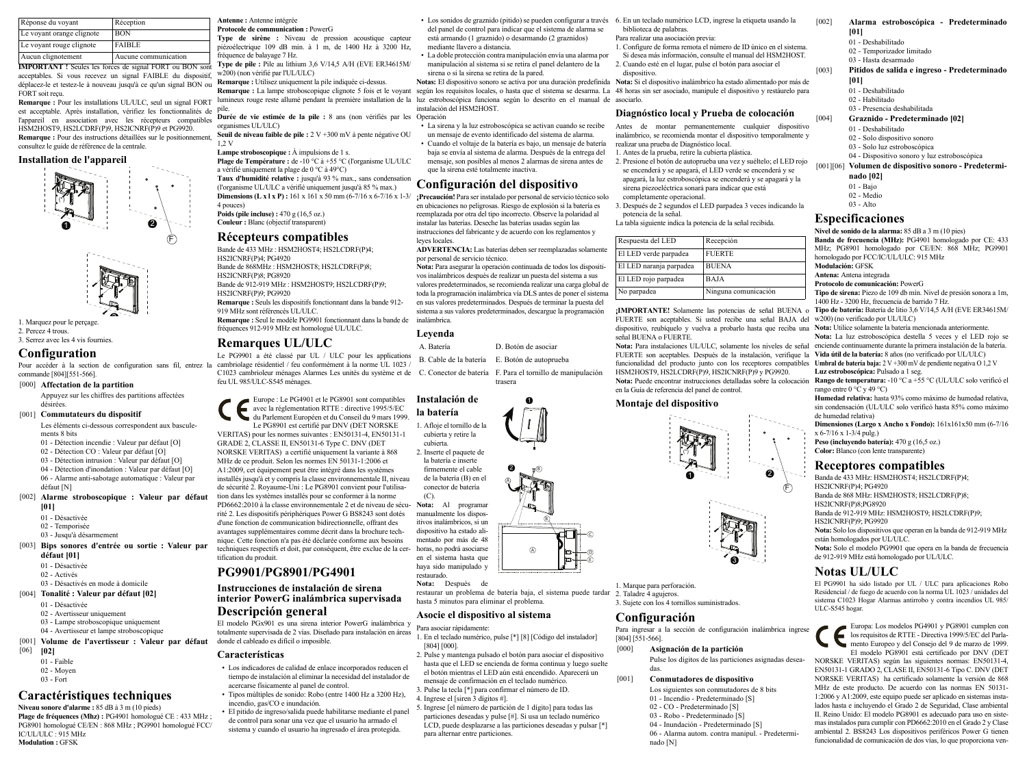| Réponse du voyant | Réception |
|---|---|
| Le voyant orange clignote | BON |
| Le voyant rouge clignote | FAIBLE |
| Aucun clignotement | Aucune communication |

**IMPORTANT !** Seules les forces de signal FORT ou BON sont acceptables. Si vous recevez un signal FAIBLE du dispositif, déplacez-le et testez-le à nouveau jusqu'à ce qu'un signal BON ou FORT soit reçu.

**Remarque :** Pour les installations UL/ULC, seul un signal FORT est acceptable. Après installation, vérifiez les fonctionnalités de l'appareil en association avec les récepteurs compatibles HSM2HOST9, HS2LCDRF(P)9, HS2ICNRF(P)9 et PG9920.

**Remarque :** Pour des instructions détaillées sur le positionnement, consultez le guide de référence de la centrale.

### Installation de l'appareil

1. Marquez pour le perçage.
2. Percez 4 trous.
3. Serrez avec les 4 vis fournies.

## Configuration

Pour accéder à la section de configuration sans fil, entrez la commande [804][551-566].

[000] **Affectation de la partition**

Appuyez sur les chiffres des partitions affectées désirées.

[001] **Commutateurs du dispositif**

Les éléments ci-dessous correspondent aux bascule-ments 8 bits

- 01 - Détection incendie : Valeur par défaut [O]
- 02 - Détection CO : Valeur par défaut [O]
- 03 - Détection intrusion : Valeur par défaut [O]
- 04 - Détection d'inondation : Valeur par défaut [O]
- 06 - Alarme anti-sabotage automatique : Valeur par défaut [N]

[002] **Alarme stroboscopique : Valeur par défaut [01]**

- 01 - Désactivée
- 02 - Temporisée
- 03 - Jusqu'à désarmement

[003] **Bips sonores d'entrée ou sortie : Valeur par défaut [01]**

- 01 - Désactivée
- 02 - Activés
- 03 - Désactivés en mode à domicile

[004] **Tonalité : Valeur par défaut [02]**

- 01 - Désactivée
- 02 - Avertisseur uniquement
- 03 - Lampe stroboscopique uniquement
- 04 - Avertisseur et lampe stroboscopique

[001][06] **Volume de l'avertisseur : Valeur par défaut [02]**

- 01 - Faible
- 02 - Moyen
- 03 - Fort

## Caractéristiques techniques

**Niveau sonore d'alarme :** 85 dB à 3 m (10 pieds)

**Plage de fréquences (Mhz) :** PG4901 homologué CE : 433 MHz ; PG8901 homologué CE/EN : 868 MHz ; PG9901 homologué FCC/IC/UL/ULC : 915 MHz

**Modulation :** GFSK

**Antenne :** Antenne intégrée

**Protocole de communication :** PowerG

**Type de sirène :** Niveau de pression acoustique capteur piézoélectrique 109 dB min. à 1 m, de 1400 Hz à 3200 Hz, fréquence de balayage 7 Hz.

**Type de pile :** Pile au lithium 3,6 V/14,5 A/H (EVE ER34615M/w200) (non vérifié par l'UL/ULC)

**Remarque :** Utilisez uniquement la pile indiquée ci-dessus.

**Remarque :** La lampe stroboscopique clignote 5 fois et le voyant lumineux rouge reste allumé pendant la première installation de la pile.

**Durée de vie estimée de la pile :** 8 ans (non vérifiées par les organismes UL/ULC)

**Seuil de niveau faible de pile :** 2 V +300 mV à pente négative OU 1,2 V

**Lampe stroboscopique :** À impulsions de 1 s.

**Plage de Température :** de -10 °C à +55 °C (l'organisme UL/ULC a vérifié uniquement la plage de 0 °C à 49°C)

**Taux d'humidité relative :** jusqu'à 93 % max., sans condensation (l'organisme UL/ULC a vérifié uniquement jusqu'à 85 % max.)

**Dimensions (L x l x P) :** 161 x 161 x 50 mm (6-7/16 x 6-7/16 x 1-3/4 pouces)

**Poids (pile incluse) :** 470 g (16,5 oz.)

**Couleur :** Blanc (objectif transparent)

## Récepteurs compatibles

Bande de 433 MHz : HSM2HOST4; HS2LCDRF(P)4; HS2ICNRF(P)4; PG4920

Bande de 868MHz : HSM2HOST8; HS2LCDRF(P)8; HS2ICNRF(P)8; PG8920

Bande de 912-919 MHz : HSM2HOST9; HS2LCDRF(P)9; HS2ICNRF(P)9; PG9920

**Remarque :** Seuls les dispositifs fonctionnant dans la bande 912-919 MHz sont référencés UL/ULC.

**Remarque :** Seul le modèle PG9901 fonctionnant dans la bande de fréquences 912-919 MHz est homologué UL/ULC.

## Remarques UL/ULC

Le PG9901 a été classé par UL / ULC pour les applications cambriolage résidentiel / feu conformément à la norme UL 1023 / C1023 cambrioleur ménages Alarmes Les unités du système et de feu UL 985/ULC-S545 ménages.

Europe : Le PG4901 et le PG8901 sont compatibles avec la réglementation RTTE : directive 1995/5/EC du Parlement Européen et du Conseil du 9 mars 1999. Le PG8901 est certifié par DNV (DET NORSKE VERITAS) pour les normes suivantes : EN50131-4, EN50131-1 GRADE 2, CLASSE II, EN50131-6 Type C. DNV (DET NORSKE VERITAS) a certifié uniquement la variante à 868 MHz de ce produit. Selon les normes EN 50131-1:2006 et A1:2009, cet équipement peut être intégré dans les systèmes installés jusqu'à et y compris la classe environnementale II, niveau de sécurité 2. Royaume-Uni : Le PG8901 convient pour l'utilisation dans les systèmes installés pour se conformer à la norme PD6662:2010 à la classe environnementale 2 et de niveau de sécurité 2. Les dispositifs périphériques Power G BS8243 sont dotés d'une fonction de communication bidirectionnelle, offrant des avantages supplémentaires comme décrit dans la brochure technique. Cette fonction n'a pas été déclarée conforme aux besoins techniques respectifs et doit, par conséquent, être exclue de la certification du produit.

## PG9901/PG8901/PG4901

### Instrucciones de instalación de sirena interior PowerG inalámbrica supervisada

## Descripción general

El modelo PGx901 es una sirena interior PowerG inalámbrica y totalmente supervisada de 2 vías. Diseñado para instalación en áreas donde el cableado es difícil o imposible.

### Características

- Los indicadores de calidad de enlace incorporados reducen el tiempo de instalación al eliminar la necesidad del instalador de acercarse físicamente al panel de control.
- Tipos múltiples de sonido: Robo (entre 1400 Hz a 3200 Hz), incendio, gas/CO e inundación.
- El pitido de ingreso/salida puede habilitarse mediante el panel de control para sonar una vez que el usuario ha armado el sistema y cuando el usuario ha ingresado el área protegida.
- Los sonidos de graznido (pitido) se pueden configurar a través del panel de control para indicar que el sistema de alarma se está armando (1 graznido) o desarmando (2 graznidos) mediante llavero a distancia.
- La doble protección contra manipulación envía una alarma por manipulación al sistema si se retira el panel delantero de la sirena o si la sirena se retira de la pared.

**Notas:** El dispositivo sonoro se activa por una duración predefinida según los requisitos locales, o hasta que el sistema se desarma. La luz estroboscópica funciona según lo descrito en el manual de instalación del HSM2HOST.

Operación

- La sirena y la luz estroboscópica se activan cuando se recibe un mensaje de evento identificado del sistema de alarma.
- Cuando el voltaje de la batería es bajo, un mensaje de batería baja se envía al sistema de alarma. Después de la entrega del mensaje, son posibles al menos 2 alarmas de sirena antes de que la sirena esté totalmente inactiva.

## Configuración del dispositivo

**¡Precaución!** Para ser instalado por personal de servicio técnico solo en ubicaciones no peligrosas. Riesgo de explosión si la batería es reemplazada por otra del tipo incorrecto. Observe la polaridad al instalar las baterías. Deseche las baterías usadas según las instrucciones del fabricante y de acuerdo con los reglamentos y leyes locales.

**ADVERTENCIA:** Las baterías deben ser reemplazadas solamente por personal de servicio técnico.

**Nota:** Para asegurar la operación continuada de todos los dispositivos inalámbricos después de realizar un puesta del sistema a sus valores predeterminados, se recomienda realizar una carga global de toda la programación inalámbrica vía DLS antes de poner el sistema en sus valores predeterminados. Después de terminar la puesta del sistema a sus valores predeterminados, descargue la programación inalámbrica.

### Leyenda

| | |
|---|---|
| A. Batería | D. Botón de asociar |
| B. Cable de la batería | E. Botón de autoprueba |
| C. Conector de batería | F. Para el tornillo de manipulación trasera |

### Instalación de la batería

1. Afloje el tornillo de la cubierta y retire la cubierta.
2. Inserte el paquete de la batería e inserte firmemente el cable de la batería (B) en el conector de batería (C).

**Nota:** Al programar manualmente los dispositivos inalámbricos, si un dispositivo ha estado alimentado por más de 48 horas, no podrá asociarse en el sistema hasta que haya sido manipulado y restaurado.

**Nota:** Después de restaurar un problema de batería baja, el sistema puede tardar hasta 5 minutos para eliminar el problema.

### Asocie el dispositivo al sistema

Para asociar rápidamente:

1. En el teclado numérico, pulse [*] [8] [Código del instalador] [804] [000].
2. Pulse y mantenga pulsado el botón para asociar el dispositivo hasta que el LED se encienda de forma continua y luego suelte el botón mientras el LED aún está encendido. Aparecerá un mensaje de confirmación en el teclado numérico.
3. Pulse la tecla [*] para confirmar el número de ID.
4. Ingrese el [siren 3 dígitos #].
5. Ingrese [el número de partición de 1 dígito] para todas las particiones deseadas y pulse [#]. Si usa un teclado numérico LCD, puede desplazarse a las particiones deseadas y pulsar [*] para alternar entre particiones.
6. En un teclado numérico LCD, ingrese la etiqueta usando la biblioteca de palabras.

Para realizar una asociación previa:

1. Configure de forma remota el número de ID único en el sistema. Si desea más información, consulte el manual del HSM2HOST.
2. Cuando esté en el lugar, pulse el botón para asociar el dispositivo.

**Nota:** Si el dispositivo inalámbrico ha estado alimentado por más de 48 horas sin ser asociado, manipule el dispositivo y restáurelo para asociarlo.

### Diagnóstico local y Prueba de colocación

Antes de montar permanentemente cualquier dispositivo inalámbrico, se recomienda montar el dispositivo temporalmente y realizar una prueba de Diagnóstico local.

1. Antes de la prueba, retire la cubierta plástica.
2. Presione el botón de autoprueba una vez y suéltelo; el LED rojo se encenderá y se apagará, el LED verde se encenderá y se apagará, la luz estroboscópica se encenderá y se apagará y la sirena piezoeléctrica sonará para indicar que está completamente operacional.
3. Después de 2 segundos el LED parpadea 3 veces indicando la potencia de la señal.

La tabla siguiente indica la potencia de la señal recibida.

| Respuesta del LED | Recepción |
|---|---|
| El LED verde parpadea | FUERTE |
| El LED naranja parpadea | BUENA |
| El LED rojo parpadea | BAJA |
| No parpadea | Ninguna comunicación |

**¡IMPORTANTE!** Solamente las potencias de señal BUENA o FUERTE son aceptables. Si usted recibe una señal BAJA del dispositivo, reubíquelo y vuelva a probarlo hasta que reciba una señal BUENA o FUERTE.

**Nota:** Para instalaciones UL/ULC, solamente los niveles de señal FUERTE son aceptables. Después de la instalación, verifique la funcionalidad del producto junto con los receptores compatibles HSM2HOST9, HS2LCDRF(P)9, HS2ICNRF(P)9 y PG9920.

**Nota:** Puede encontrar instrucciones detalladas sobre la colocación en la Guía de referencia del panel de control.

### Montaje del dispositivo

1. Marque para perforación.
2. Taladre 4 agujeros.
3. Sujete con los 4 tornillos suministrados.

## Configuración

Para ingresar a la sección de configuración inalámbrica ingrese [804] [551-566].

[000] **Asignación de la partición**

Pulse los dígitos de las particiones asignadas deseadas.

[001] **Conmutadores de dispositivo**

Los siguientes son conmutadores de 8 bits

- 01 - Incendio - Predeterminado [S]
- 02 - CO - Predeterminado [S]
- 03 - Robo - Predeterminado [S]
- 04 - Inundación - Predeterminado [S]
- 06 - Alarma autom. contra manipul. - Predeterminado [N]

[002] **Alarma estroboscópica - Predeterminado [01]**

- 01 - Deshabilitado
- 02 - Temporizador limitado
- 03 - Hasta desarmado

[003] **Pitidos de salida e ingreso - Predeterminado [01]**

- 01 - Deshabilitado
- 02 - Habilitado
- 03 - Presencia deshabilitada

[004] **Graznido - Predeterminado [02]**

- 01 - Deshabilitado
- 02 - Solo dispositivo sonoro
- 03 - Solo luz estroboscópica
- 04 - Dispositivo sonoro y luz estroboscópica

[001][06] **Volumen de dispositivo sonoro - Predeterminado [02]**

- 01 - Bajo
- 02 - Medio
- 03 - Alto

## Especificaciones

**Nivel de sonido de la alarma:** 85 dB a 3 m (10 pies)

**Banda de frecuencia (MHz):** PG4901 homologado por CE: 433 MHz; PG8901 homologado por CE/EN: 868 MHz; PG9901 homologado por FCC/IC/UL/ULC: 915 MHz

**Modulación:** GFSK

**Antena:** Antena integrada

**Protocolo de comunicación:** PowerG

**Tipo de sirena:** Piezo de 109 db mín. Nivel de presión sonora a 1m, 1400 Hz - 3200 Hz, frecuencia de barrido 7 Hz.

**Tipo de batería:** Batería de litio 3,6 V/14,5 A/H (EVE ER34615M/w200) (no verificado por UL/ULC)

**Nota:** Utilice solamente la batería mencionada anteriormente.

**Nota:** La luz estroboscópica destella 5 veces y el LED rojo se enciende continuamente durante la primera instalación de la batería.

**Vida útil de la batería:** 8 años (no verificado por UL/ULC)

**Umbral de batería baja:** 2 V +300 mV de pendiente negativa O 1,2 V

**Luz estroboscópica:** Pulsado a 1 seg.

**Rango de temperatura:** -10 °C a +55 °C (UL/ULC solo verificó el rango entre 0 °C y 49 °C)

**Humedad relativa:** hasta 93% como máximo de humedad relativa, sin condensación (UL/ULC solo verificó hasta 85% como máximo de humedad relativa)

**Dimensiones (Largo x Ancho x Fondo):** 161x161x50 mm (6-7/16 x 6-7/16 x 1-3/4 pulg.)

**Peso (incluyendo batería):** 470 g (16,5 oz.)

**Color:** Blanco (con lente transparente)

## Receptores compatibles

Banda de 433 MHz: HSM2HOST4; HS2LCDRF(P)4; HS2ICNRF(P)4; PG4920

Banda de 868 MHz: HSM2HOST8; HS2LCDRF(P)8; HS2ICNRF(P)8;PG8920

Banda de 912-919 MHz: HSM2HOST9; HS2LCDRF(P)9; HS2ICNRF(P)9; PG9920

**Nota:** Solo los dispositivos que operan en la banda de 912-919 MHz están homologados por UL/ULC.

**Nota:** Solo el modelo PG9901 que opera en la banda de frecuencia de 912-919 MHz está homologado por UL/ULC.

## Notas UL/ULC

El PG9901 ha sido listado por UL / ULC para aplicaciones Robo Residencial / de fuego de acuerdo con la norma UL 1023 / unidades del sistema C1023 Hogar Alarmas antirrobo y contra incendios UL 985/ULC-S545 hogar.

Europa: Los modelos PG4901 y PG8901 cumplen con los requisitos de RTTE - Directiva 1999/5/EC del Parlamento Europeo y del Consejo del 9 de marzo de 1999. El modelo PG8901 está certificado por DNV (DET NORSKE VERITAS) según las siguientes normas: EN50131-4, EN50131-1 GRADO 2, CLASE II, EN50131-6 Tipo C. DNV (DET NORSKE VERITAS) ha certificado solamente la versión de 868 MHz de este producto. De acuerdo con las normas EN 50131-1:2006 y A1:2009, este equipo puede ser aplicado en sistemas instalados hasta e incluyendo el Grado 2 de Seguridad, Clase ambiental II. Reino Unido: El modelo PG8901 es adecuado para uso en sistemas instalados para cumplir con PD6662:2010 en el Grado 2 y Clase ambiental 2. BS8243 Los dispositivos periféricos Power G tienen funcionalidad de comunicación de dos vías, lo que proporciona ven-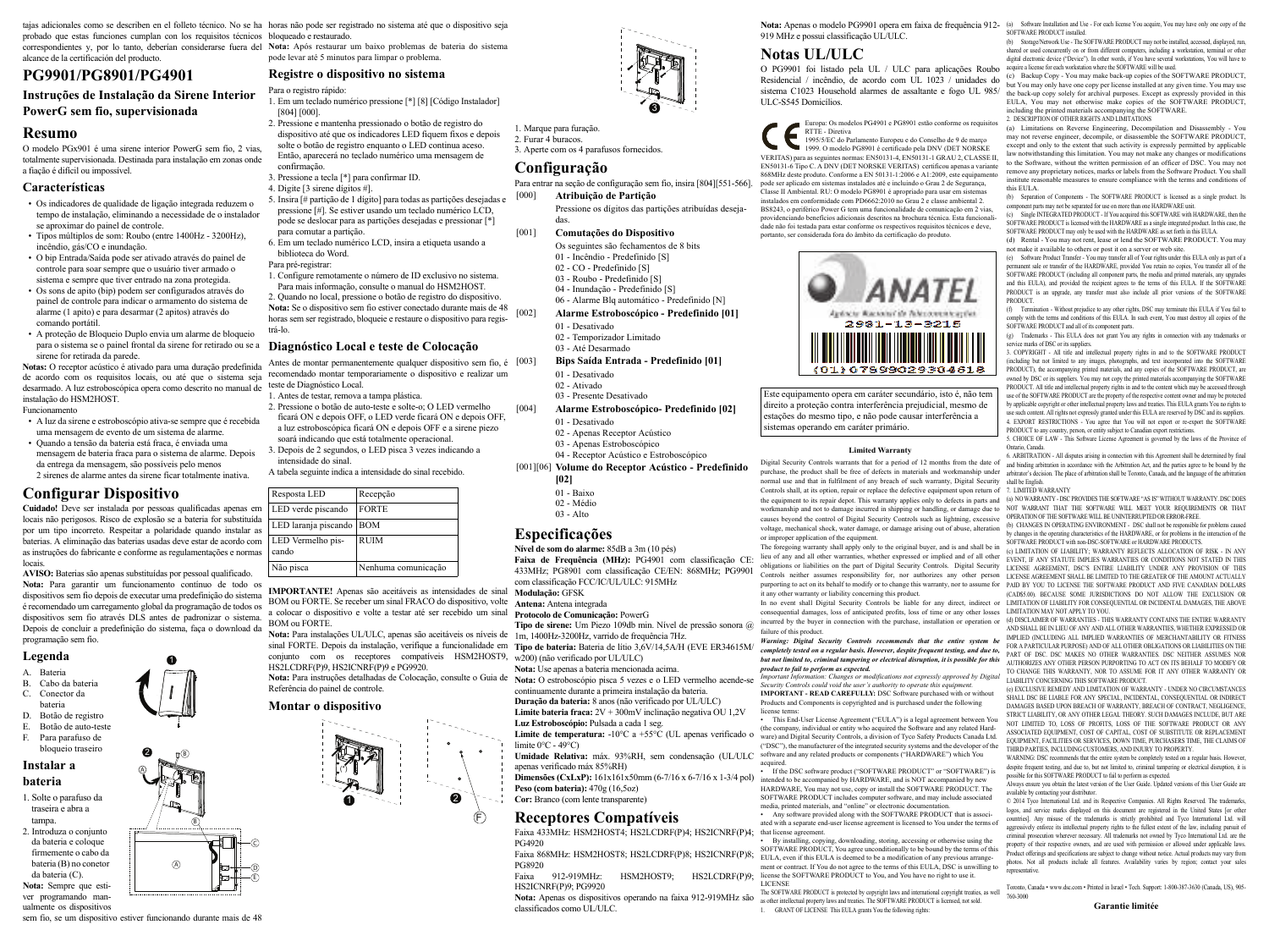tajas adicionales como se describen en el folleto técnico. No se ha probado que estas funciones cumplan con los requisitos técnicos correspondientes y, por lo tanto, deberían considerarse fuera del alcance de la certificación del producto.

# PG9901/PG8901/PG4901

## Instruções de Instalação da Sirene Interior PowerG sem fio, supervisionada

## Resumo

O modelo PGx901 é uma sirene interior PowerG sem fio, 2 vias, totalmente supervisionada. Destinada para instalação em zonas onde a fiação é difícil ou impossível.

### Características

- Os indicadores de qualidade de ligação integrada reduzem o tempo de instalação, eliminando a necessidade de o instalador se aproximar do painel de controle.
- Tipos múltiplos de som: Roubo (entre 1400Hz - 3200Hz), incêndio, gás/CO e inundação.
- O bip Entrada/Saída pode ser ativado através do painel de controle para soar sempre que o usuário tiver armado o sistema e sempre que tiver entrado na zona protegida.
- Os sons de apito (bip) podem ser configurados através do painel de controle para indicar o armamento do sistema de alarme (1 apito) e para desarmar (2 apitos) através do comando portátil.
- A proteção de Bloqueio Duplo envia um alarme de bloqueio para o sistema se o painel frontal da sirene for retirado ou se a sirene for retirada da parede.

**Notas:** O receptor acústico é ativado para uma duração predefinida de acordo com os requisitos locais, ou até que o sistema seja desarmado. A luz estroboscópica opera como descrito no manual de instalação do HSM2HOST.

Funcionamento

- A luz da sirene e estroboscópio ativa-se sempre que é recebida uma mensagem de evento de um sistema de alarme.
- Quando a tensão da bateria está fraca, é enviada uma mensagem de bateria fraca para o sistema de alarme. Depois da entrega da mensagem, são possíveis pelo menos 2 sirenes de alarme antes da sirene ficar totalmente inativa.

## Configurar Dispositivo

**Cuidado!** Deve ser instalada por pessoas qualificadas apenas em locais não perigosos. Risco de explosão se a bateria for substituída por um tipo incorreto. Respeitar a polaridade quando instalar as baterias. A eliminação das baterias usadas deve estar de acordo com as instruções do fabricante e conforme as regulamentações e normas locais.

**AVISO:** Baterias são apenas substituídas por pessoal qualificado.

**Nota:** Para garantir um funcionamento contínuo de todos os dispositivos sem fio depois de executar uma predefinição do sistema é recomendado um carregamento global da programação de todos os dispositivos sem fio através DLS antes de padronizar o sistema. Depois de concluir a predefinição do sistema, faça o download da programação sem fio.

### Legenda

A. Bateria
B. Cabo da bateria
C. Conector da bateria
D. Botão de registro
E. Botão de auto-teste
F. Para parafuso de bloqueio traseiro

### Instalar a bateria

1. Solte o parafuso da traseira e abra a tampa.
2. Introduza o conjunto da bateria e coloque firmemente o cabo da bateria (B) no conetor da bateria (C).

**Nota:** Sempre que estiver programando manualmente os dispositivos sem fio, se um dispositivo estiver funcionando durante mais de 48 horas não pode ser registrado no sistema até que o dispositivo seja bloqueado e restaurado.

**Nota:** Após restaurar um baixo problemas de bateria do sistema pode levar até 5 minutos para limpar o problema.

### Registre o dispositivo no sistema

Para o registro rápido:

1. Em um teclado numérico pressione [*] [8] [Código Instalador] [804] [000].
2. Pressione e mantenha pressionado o botão de registro do dispositivo até que os indicadores LED fiquem fixos e depois solte o botão de registro enquanto o LED continua aceso. Então, aparecerá no teclado numérico uma mensagem de confirmação.
3. Pressione a tecla [*] para confirmar ID.
4. Digite [3 sirene dígitos #].
5. Insira [# partição de 1 dígito] para todas as partições desejadas e pressione [#]. Se estiver usando um teclado numérico LCD, pode se deslocar para as partições desejadas e pressionar [*] para comutar a partição.
6. Em um teclado numérico LCD, insira a etiqueta usando a biblioteca do Word.

Para pré-registrar:

1. Configure remotamente o número de ID exclusivo no sistema. Para mais informação, consulte o manual do HSM2HOST.
2. Quando no local, pressione o botão de registro do dispositivo.

**Nota:** Se o dispositivo sem fio estiver conectado durante mais de 48 horas sem ser registrado, bloqueie e restaure o dispositivo para registrá-lo.

### Diagnóstico Local e teste de Colocação

Antes de montar permanentemente qualquer dispositivo sem fio, é recomendado montar temporariamente o dispositivo e realizar um teste de Diagnóstico Local.

1. Antes de testar, remova a tampa plástica.
2. Pressione o botão de auto-teste e solte-o; O LED vermelho ficará ON e depois OFF, o LED verde ficará ON e depois OFF, a luz estroboscópica ficará ON e depois OFF e a sirene piezo soará indicando que está totalmente operacional.
3. Depois de 2 segundos, o LED pisca 3 vezes indicando a intensidade do sinal.

A tabela seguinte indica a intensidade do sinal recebido.

| Resposta LED | Recepção |
| --- | --- |
| LED verde piscando | FORTE |
| LED laranja piscando | BOM |
| LED Vermelho piscando | RUIM |
| Não pisca | Nenhuma comunicação |

**IMPORTANTE!** Apenas são aceitáveis as intensidades de sinal BOM ou FORTE. Se receber um sinal FRACO do dispositivo, volte a colocar o dispositivo e volte a testar até ser recebido um sinal BOM ou FORTE.

**Nota:** Para instalações UL/ULC, apenas são aceitáveis os níveis de sinal FORTE. Depois da instalação, verifique a funcionalidade em conjunto com os receptores compatíveis HSM2HOST9, HS2LCDRF(P)9, HS2ICNRF(P)9 e PG9920.

**Nota:** Para instruções detalhadas de Colocação, consulte o Guia de Referência do painel de controle.

### Montar o dispositivo

1. Marque para furação.
2. Furar 4 buracos.
3. Aperte com os 4 parafusos fornecidos.

## Configuração

Para entrar na seção de configuração sem fio, insira [804][551-566].

**[000] Atribuição de Partição**
Pressione os dígitos das partições atribuídas desejadas.

**[001] Comutações do Dispositivo**
Os seguintes são fechamentos de 8 bits
01 - Incêndio - Predefinido [S]
02 - CO - Predefinido [S]
03 - Roubo - Predefinido [S]
04 - Inundação - Predefinido [S]
06 - Alarme Blq automático - Predefinido [N]

**[002] Alarme Estroboscópico - Predefinido [01]**
01 - Desativado
02 - Temporizador Limitado
03 - Até Desarmado

**[003] Bips Saída Entrada - Predefinido [01]**
01 - Desativado
02 - Ativado
03 - Presente Desativado

**[004] Alarme Estroboscópico- Predefinido [02]**
01 - Desativado
02 - Apenas Receptor Acústico
03 - Apenas Estroboscópico
04 - Receptor Acústico e Estroboscópico

**[001][06] Volume do Receptor Acústico - Predefinido [02]**
01 - Baixo
02 - Médio
03 - Alto

## Especificações

**Nível de som do alarme:** 85dB a 3m (10 pés)

**Faixa de Frequência (MHz):** PG4901 com classificação CE: 433MHz; PG8901 com classificação CE/EN: 868MHz; PG9901 com classificação FCC/IC/UL/ULC: 915MHz

**Modulação:** GFSK

**Antena:** Antena integrada

**Protocolo de Comunicação:** PowerG

**Tipo de sirene:** Um Piezo 109db min. Nível de pressão sonora @ 1m, 1400Hz-3200Hz, varrido de frequência 7Hz.

**Tipo de bateria:** Bateria de lítio 3,6V/14,5A/H (EVE ER34615M/ w200) (não verificado por UL/ULC)

**Nota:** Use apenas a bateria mencionada acima.

**Nota:** O estroboscópio pisca 5 vezes e o LED vermelho acende-se continuamente durante a primeira instalação da bateria.

**Duração da bateria:** 8 anos (não verificado por UL/ULC)

**Limite bateria fraca:** 2V + 300mV inclinação negativa OU 1,2V

**Luz Estroboscópio:** Pulsada a cada 1 seg.

**Limite de temperatura:** -10°C a +55°C (UL apenas verificado o limite 0°C - 49°C)

**Umidade Relativa:** máx. 93%RH, sem condensação (UL/ULC apenas verificado máx 85%RH)

**Dimensões (CxLxP):** 161x161x50mm (6-7/16 x 6-7/16 x 1-3/4 pol)

**Peso (com bateria):** 470g (16,5oz)

**Cor:** Branco (com lente transparente)

## Receptores Compatíveis

Faixa 433MHz: HSM2HOST4; HS2LCDRF(P)4; HS2ICNRF(P)4; PG4920

Faixa 868MHz: HSM2HOST8; HS2LCDRF(P)8; HS2ICNRF(P)8; PG8920

Faixa 912-919MHz: HSM2HOST9; HS2LCDRF(P)9; HS2ICNRF(P)9; PG9920

**Nota:** Apenas os dispositivos operando na faixa 912-919MHz são classificados como UL/ULC.

**Nota:** Apenas o modelo PG9901 opera em faixa de frequência 912-919 MHz e possui classificação UL/ULC.

## Notas UL/ULC

O PG9901 foi listado pela UL / ULC para aplicações Roubo Residencial / incêndio, de acordo com UL 1023 / unidades do sistema C1023 Household alarmes de assaltante e fogo UL 985/ ULC-S545 Domicílios.

Europa: Os modelos PG4901 e PG8901 estão conforme os requisitos RTTE - Diretiva 1995/5/EC do Parlamento Europeu e do Conselho de 9 de março 1999. O modelo PG8901 é certificado pela DNV (DET NORSKE VERITAS) para as seguintes normas: EN50131-4, EN50131-1 GRAU 2, CLASSE II, EN50131-6 Tipo C. A DNV (DET NORSKE VERITAS) certificou apenas a variante 868MHz deste produto. Conforme a EN 50131-1:2006 e A1:2009, este equipamento pode ser aplicado em sistemas instalados até e incluindo o Grau 2 de Segurança, Classe II Ambiental. RU: O modelo PG8901 é apropriado para usar em sistemas instalados em conformidade com PD6662:2010 no Grau 2 e classe ambiental 2. BS8243, o periférico Power G tem uma funcionalidade de comunicação em 2 vias, providenciando benefícios adicionais descritos na brochura técnica. Esta funcionalidade não foi testada para estar conforme os respectivos requisitos técnicos e deve, portanto, ser considerada fora do âmbito da certificação do produto.

ANATEL
Agência Nacional de Telecomunicações
2981-13-3215
(01)07899029304618

Este equipamento opera em caráter secundário, isto é, não tem direito a proteção contra interferência prejudicial, mesmo de estações do mesmo tipo, e não pode causar interferência a sistemas operando em caráter primário.

### Limited Warranty

Digital Security Controls warrants that for a period of 12 months from the date of purchase, the product shall be free of defects in materials and workmanship under normal use and that in fulfilment of any breach of such warranty, Digital Security Controls shall, at its option, repair or replace the defective equipment upon return of the equipment to its repair depot. This warranty applies only to defects in parts and workmanship and not to damage incurred in shipping or handling, or damage due to causes beyond the control of Digital Security Controls such as lightning, excessive voltage, mechanical shock, water damage, or damage arising out of abuse, alteration or improper application of the equipment.

The foregoing warranty shall apply only to the original buyer, and is and shall be in lieu of any and all other warranties, whether expressed or implied and of all other obligations or liabilities on the part of Digital Security Controls. Digital Security Controls neither assumes responsibility for, nor authorizes any other person purporting to act on its behalf to modify or to change this warranty, nor to assume for it any other warranty or liability concerning this product.

In no event shall Digital Security Controls be liable for any direct, indirect or consequential damages, loss of anticipated profits, loss of time or any other losses incurred by the buyer in connection with the purchase, installation or operation or failure of this product.

***Warning: Digital Security Controls recommends that the entire system be completely tested on a regular basis. However, despite frequent testing, and due to, but not limited to, criminal tampering or electrical disruption, it is possible for this product to fail to perform as expected.***

*Important Information: Changes or modifications not expressly approved by Digital Security Controls could void the user's authority to operate this equipment.*

**IMPORTANT - READ CAREFULLY:** DSC Software purchased with or without Products and Components is copyrighted and is purchased under the following license terms:

- This End-User License Agreement ("EULA") is a legal agreement between You (the company, individual or entity who acquired the Software and any related Hardware) and Digital Security Controls, a division of Tyco Safety Products Canada Ltd. ("DSC"), the manufacturer of the integrated security systems and the developer of the software and any related products or components ("HARDWARE") which You acquired.
- If the DSC software product ("SOFTWARE PRODUCT" or "SOFTWARE") is intended to be accompanied by HARDWARE, and is NOT accompanied by new HARDWARE, You may not use, copy or install the SOFTWARE PRODUCT. The SOFTWARE PRODUCT includes computer software, and may include associated media, printed materials, and "online" or electronic documentation.
- Any software provided along with the SOFTWARE PRODUCT that is associated with a separate end-user license agreement is licensed to You under the terms of that license agreement.
- By installing, copying, downloading, storing, accessing or otherwise using the SOFTWARE PRODUCT, You agree unconditionally to be bound by the terms of this EULA, even if this EULA is deemed to be a modification of any previous arrangement or contract. If You do not agree to the terms of this EULA, DSC is unwilling to license the SOFTWARE PRODUCT to You, and You have no right to use it.

LICENSE

The SOFTWARE PRODUCT is protected by copyright laws and international copyright treaties, as well as other intellectual property laws and treaties. The SOFTWARE PRODUCT is licensed, not sold.

1. GRANT OF LICENSE This EULA grants You the following rights:

(a) Software Installation and Use - For each license You acquire, You may have only one copy of the SOFTWARE PRODUCT installed.

(b) Storage/Network Use - The SOFTWARE PRODUCT may not be installed, accessed, displayed, run, shared or used concurrently on or from different computers, including a workstation, terminal or other digital electronic device ("Device"). In other words, if You have several workstations, You will have to acquire a license for each workstation where the SOFTWARE will be used.

(c) Backup Copy - You may make back-up copies of the SOFTWARE PRODUCT, but You may only have one copy per license installed at any given time. You may use the back-up copy solely for archival purposes. Except as expressly provided in this EULA, You may not otherwise make copies of the SOFTWARE PRODUCT, including the printed materials accompanying the SOFTWARE.

2. DESCRIPTION OF OTHER RIGHTS AND LIMITATIONS

(a) Limitations on Reverse Engineering, Decompilation and Disassembly - You may not reverse engineer, decompile, or disassemble the SOFTWARE PRODUCT, except and only to the extent that such activity is expressly permitted by applicable law notwithstanding this limitation. You may not make any changes or modifications to the Software, without the written permission of an officer of DSC. You may not remove any proprietary notices, marks or labels from the Software Product. You shall institute reasonable measures to ensure compliance with the terms and conditions of this EULA.

(b) Separation of Components - The SOFTWARE PRODUCT is licensed as a single product. Its component parts may not be separated for use on more than one HARDWARE unit.

(c) Single INTEGRATED PRODUCT - If You acquired this SOFTWARE with HARDWARE, then the SOFTWARE PRODUCT is licensed with the HARDWARE as a single integrated product. In this case, the SOFTWARE PRODUCT may only be used with the HARDWARE as set forth in this EULA.

(d) Rental - You may not rent, lease or lend the SOFTWARE PRODUCT. You may not make it available to others or post it on a server or web site.

(e) Software Product Transfer - You may transfer all of Your rights under this EULA only as part of a permanent sale or transfer of the HARDWARE, provided You retain no copies, You transfer all of the SOFTWARE PRODUCT (including all component parts, the media and printed materials, any upgrades and this EULA), and provided the recipient agrees to the terms of this EULA. If the SOFTWARE PRODUCT is an upgrade, any transfer must also include all prior versions of the SOFTWARE PRODUCT.

(f) Termination - Without prejudice to any other rights, DSC may terminate this EULA if You fail to comply with the terms and conditions of this EULA. In such event, You must destroy all copies of the SOFTWARE PRODUCT and all of its component parts.

(g) Trademarks - This EULA does not grant You any rights in connection with any trademarks or service marks of DSC or its suppliers.

3. COPYRIGHT - All title and intellectual property rights in and to the SOFTWARE PRODUCT (including but not limited to any images, photographs, and text incorporated into the SOFTWARE PRODUCT), the accompanying printed materials, and any copies of the SOFTWARE PRODUCT, are owned by DSC or its suppliers. You may not copy the printed materials accompanying the SOFTWARE PRODUCT. All title and intellectual property rights in and to the content which may be accessed through use of the SOFTWARE PRODUCT are the property of the respective content owner and may be protected by applicable copyright or other intellectual property laws and treaties. This EULA grants You no rights to use such content. All rights not expressly granted under this EULA are reserved by DSC and its suppliers.

4. EXPORT RESTRICTIONS - You agree that You will not export or re-export the SOFTWARE PRODUCT to any country, person, or entity subject to Canadian export restrictions.

5. CHOICE OF LAW - This Software License Agreement is governed by the laws of the Province of Ontario, Canada.

6. ARBITRATION - All disputes arising in connection with this Agreement shall be determined by final and binding arbitration in accordance with the Arbitration Act, and the parties agree to be bound by the arbitrator's decision. The place of arbitration shall be Toronto, Canada, and the language of the arbitration shall be English.

7. LIMITED WARRANTY

(a) NO WARRANTY - DSC PROVIDES THE SOFTWARE "AS IS" WITHOUT WARRANTY. DSC DOES NOT WARRANT THAT THE SOFTWARE WILL MEET YOUR REQUIREMENTS OR THAT OPERATION OF THE SOFTWARE WILL BE UNINTERRUPTED OR ERROR-FREE.

(b) CHANGES IN OPERATING ENVIRONMENT - DSC shall not be responsible for problems caused by changes in the operating characteristics of the HARDWARE, or for problems in the interaction of the SOFTWARE PRODUCT with non-DSC-SOFTWARE or HARDWARE PRODUCTS.

(c) LIMITATION OF LIABILITY; WARRANTY REFLECTS ALLOCATION OF RISK - IN ANY EVENT, IF ANY STATUTE IMPLIES WARRANTIES OR CONDITIONS NOT STATED IN THIS LICENSE AGREEMENT, DSC'S ENTIRE LIABILITY UNDER ANY PROVISION OF THIS LICENSE AGREEMENT SHALL BE LIMITED TO THE GREATER OF THE AMOUNT ACTUALLY PAID BY YOU TO LICENSE THE SOFTWARE PRODUCT AND FIVE CANADIAN DOLLARS (CAD$5.00). BECAUSE SOME JURISDICTIONS DO NOT ALLOW THE EXCLUSION OR LIMITATION OF LIABILITY FOR CONSEQUENTIAL OR INCIDENTAL DAMAGES, THE ABOVE LIMITATION MAY NOT APPLY TO YOU.

(d) DISCLAIMER OF WARRANTIES - THIS WARRANTY CONTAINS THE ENTIRE WARRANTY AND SHALL BE IN LIEU OF ANY AND ALL OTHER WARRANTIES, WHETHER EXPRESSED OR IMPLIED (INCLUDING ALL IMPLIED WARRANTIES OF MERCHANTABILITY OR FITNESS FOR A PARTICULAR PURPOSE) AND OF ALL OTHER OBLIGATIONS OR LIABILITIES ON THE PART OF DSC. DSC MAKES NO OTHER WARRANTIES. DSC NEITHER ASSUMES NOR AUTHORIZES ANY OTHER PERSON PURPORTING TO ACT ON ITS BEHALF TO MODIFY OR TO CHANGE THIS WARRANTY, NOR TO ASSUME FOR IT ANY OTHER WARRANTY OR LIABILITY CONCERNING THIS SOFTWARE PRODUCT.

(e) EXCLUSIVE REMEDY AND LIMITATION OF WARRANTY - UNDER NO CIRCUMSTANCES SHALL DSC BE LIABLE FOR ANY SPECIAL, INCIDENTAL, CONSEQUENTIAL OR INDIRECT DAMAGES BASED UPON BREACH OF WARRANTY, BREACH OF CONTRACT, NEGLIGENCE, STRICT LIABILITY, OR ANY OTHER LEGAL THEORY. SUCH DAMAGES INCLUDE, BUT ARE NOT LIMITED TO, LOSS OF PROFITS, LOSS OF THE SOFTWARE PRODUCT OR ANY ASSOCIATED EQUIPMENT, COST OF CAPITAL, COST OF SUBSTITUTE OR REPLACEMENT EQUIPMENT, FACILITIES OR SERVICES, DOWN TIME, PURCHASERS TIME, THE CLAIMS OF THIRD PARTIES, INCLUDING CUSTOMERS, AND INJURY TO PROPERTY.

WARNING: DSC recommends that the entire system be completely tested on a regular basis. However, despite frequent testing, and due to, but not limited to, criminal tampering or electrical disruption, it is possible for this SOFTWARE PRODUCT to fail to perform as expected.

Always ensure you obtain the latest version of the User Guide. Updated versions of this User Guide are available by contacting your distributor.

© 2014 Tyco International Ltd. and its Respective Companies. All Rights Reserved. The trademarks, logos, and service marks displayed on this document are registered in the United States [or other countries]. Any misuse of the trademarks is strictly prohibited and Tyco International Ltd. will aggressively enforce its intellectual property rights to the fullest extent of the law, including pursuit of criminal prosecution wherever necessary. All trademarks not owned by Tyco International Ltd. are the property of their respective owners, and are used with permission or allowed under applicable laws. Product offerings and specifications are subject to change without notice. Actual products may vary from photos. Not all products include all features. Availability varies by region; contact your sales representative.

Toronto, Canada • www.dsc.com • Printed in Israel • Tech. Support: 1-800-387-3630 (Canada, US), 905-760-3000

### Garantie limitée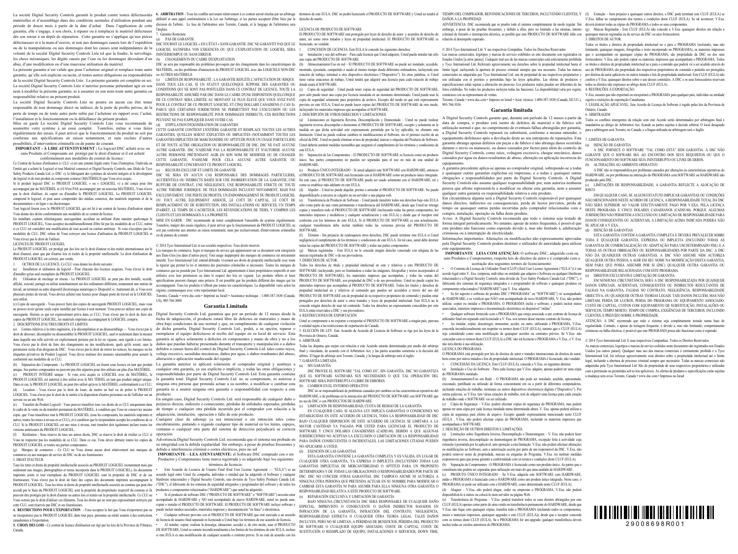La société Digital Security Controls garantit le produit contre toutes défectuosités matérielles et d'assemblage dans des conditions normales d'utilisation pendant une période de douze mois à partir de la date d'achat. Dans l'application de cette garantie, elle s'engage, à son choix, à réparer ou à remplacer le matériel défectueux dès son retour à un dépôt de réparation. Cette garantie ne s'applique qu'aux pièces défectueuses et à la main-d'oeuvre, et non aux dommages causés lors de l'expédition ou de la manipulation ou aux dommages dont les causes sont indépendantes de la volonté de la société Digital Security Controls Ltée tel que la foudre, le survoltage, les chocs mécaniques, les dégâts causés par l'eau ou les dommages découlant d'un abus, d'une modification ou d'une mauvaise utilisation du matériel.

La présente garantie n'est valide que pour l'acheteur original et remplace toute autre garantie, qu'elle soit explicite ou tacite, et toutes autres obligations ou responsabilités de la société Digital Security Controls Ltée. La présente garantie est complète en soi. La société Digital Security Controls Ltée n'autorise personne prétendant agir en son nom à modifier la présente garantie, ni à assumer en son nom toute autre garantie ou responsabilité relative au présent produit.

La société Digital Security Controls Ltée ne pourra en aucun cas être tenue responsable de tout dommage direct ou indirect, de la perte de profits prévus, de la perte de temps ou de toute autre perte subie par l'acheteur en rapport avec l'achat, l'installation et le fonctionnement ou la défaillance du présent produit.

Mise en garde La société Digital Security Controls Ltée vous recommande de soumettre votre système à un essai complet. Toutefois, même si vous faites régulièrement des essais, il peut arriver que le fonctionnement du produit ne soit pas conforme aux spécifications en raison notamment, et sans exclure d'autres possibilités, d'interventions criminelles ou de panne de courant.

**IMPORTANT - À LIRE ATTENTIVEMENT :** Le logiciel DSC acheté avec ou sans Produits et Composants est protégé par le droit d'auteur et il est acheté conformément aux modalités du contrat de licence :

Ce Contrat de licence d'utilisation (« CLU ») est une entente légale entre Vous (l'entreprise, l'individu ou l'entité qui a acheté le Logiciel et tout Matériel connexe) et Digital Security Controls, une filiale de Tyco Safety Products Canada Ltd. (« DSC »), le fabricant des systèmes de sécurité intégrés et le développeur du logiciel et de tout produit ou composant connexe (MATÉRIELS) que Vous avez acquis.

Si le produit logiciel DSC (« PRODUIT LOGICIEL » ou « LOGICIEL ») a été conçu pour être accompagné par du MATÉRIEL et s'il N'est PAS accompagné par un nouveau MATÉRIEL, Vous n'avez pas le droit d'utiliser, de copier ou d'installer le PRODUIT LOGICIEL. Le PRODUIT LOGICIEL comprend le logiciel, et peut aussi comprendre des médias connexes, des matériels imprimés et de la documentation « en ligne » ou électronique.

Tout logiciel fourni avec le PRODUIT LOGICIEL qui est lié à un contrat de licence d'utilisation séparé Vous donne des droits conformément aux modalités de ce contrat de licence.

En installant, copiant, téléchargeant, sauvegardant, accédant ou utilisant d'une manière quelconque le PRODUIT LOGICIEL, Vous acceptez inconditionnellement d'être lié par les modalités de ce CLU, même si ce CLU est considéré une modification de tout accord ou contrat antérieur. Si vous n'acceptez pas les modalités du CLU, DSC refuse de Vous octroyer une licence d'utilisation du PRODUIT LOGICIEL et Vous n'avez pas le droit de l'utiliser.

LICENCES DU PRODUIT LOCIGIEL

Le PRODUIT LOGICIEL est protégé par des lois sur le droit d'auteur et des traités internationaux sur le droit d'auteur, ainsi que par d'autres lois et traités de la propriété intellectuelle. Le droit d'utilisation du PRODUIT LOGICIEL est octroyé, pas vendu.

1. OCTROI DE LA LICENCE. Ce CLU vous donne les droits suivants :

(a) Installation et utilisation du logiciel - Pour chacune des licences acquises, Vous n'avez le droit d'installer qu'un seul exemplaire du PRODUIT LOGICIEL.

(b) Utilisation de stockage en réseau - Le PRODUIT LOGICIEL ne peut pas être installé, accédé, affiché, exécuté, partagé ou utilisé simultanément sur des ordinateurs différents, notamment une station de travail, un terminal ou autre dispositif électronique numérique (« Dispositif »). Autrement dit, si Vous avez plusieurs postes de travail, Vous devrez acheter une licence pour chaque poste de travail où le LOGICIEL sera utilisé.

(c) Copie de sauvegarde - Vous pouvez faire des copies de sauvegarde PRODUIT LOGICIEL, mais vous ne pouvez avoir qu'une seule copie installée par licence à tout moment. Vous pouvez utiliser une copie de sauvegarde. Hormis ce qui est expressément prévu dans ce CLU, Vous n'avez pas le droit de faire des copies du PRODUIT LOGICIEL, les matériels imprimés accompagnant le LOGICIEL compris.

2. DESCRIPTIONS D'AUTRES DROITS ET LIMITES

(a) Limites relatives à la rétro-ingénierie, à la décompilation et au désassemblage — Vous n'avez pas le droit de désosser, décompiler ou désassembler le PRODUIT LOGICIEL, sauf et seulement dans la mesure dans laquelle une telle activité est explicitement permise par la loi en vigueur, sans égards à ces limites. Vous n'avez pas le droit de faire des changements ou des modifications, quels qu'ils soient, sans la permission écrite d'un dirigeant de DSC. Vous n'avez pas le droit de retirer les notices, les marques ou les étiquettes privatives du Produit Logiciel. Vous devez instituer des mesures raisonnables pour assurer la conformité aux modalités de ce CLU.

(b) Séparation des Composants - Le PRODUIT LOGICIEL est fourni sous licence en tant que produit unique. Ses parties composantes ne peuvent pas être séparées pour être utilisée sur plus d'un MATÉRIEL.

(c) PRODUIT INTÉGRÉ unique - Si vous avec acquis ce LOGICIEL avec du MATÉRIEL, le PRODUIT LOGICIEL est autorisé à être utilisé avec le MATÉRIEL en tant que produit intégré unique. Dans ce cas, le PRODUIT LOGICIEL ne peut être utilisé qu'avec le MATÉRIEL conformément à ce CLU.

(d) Location - Vous n'avez pas le droit de louer, de mettre en bail ou de prêter le PRODUIT LOGICIEL. Vous n'avez pas le droit de le mettre à la disposition d'autres personnes ou de l'afficher sur un serveur ou un site Web.

(e) Transfert du Produit Logiciel - Vous pouvez transférer tous vos droits de ce CLU uniquement dans le cadre de la vente ou du transfert permanent du MATÉRIEL, à condition que Vous ne conserviez aucune copie, que Vous transfériez tout le PRODUIT LOGICIEL (tous les composants, les matériels imprimés et autres, toutes les mises à niveau et ce CLU), et à condition que le récipiendaire accepte les conditions de ce CLU. Si le PRODUIT LOGICIEL est une mise à niveau, tout transfert doit également inclure toutes les versions antérieures du PRODUIT LOGICIEL.

(f) Résiliation - Sous réserve de tous ses autres droits, DSC se réserve le droit de résilier ce CLU si Vous ne respectez pas les modalités de ce CLU. Dans ce cas, Vous devez détruire toutes les copies du PRODUIT LOGICIEL et toutes ses parties composantes.

(g) Marques de commerce - Ce CLU ne Vous donne aucun droit relativement aux marques de commerce ou aux marques de service de DSC ou de ses fournisseurs.

3. DROIT D'AUTEUR

Tous les titres et droits de propriété intellectuelle associés au PRODUIT LOGICIEL (notamment mais pas seulement aux images, photographies et textes incorporés dans le PRODUIT LOGICIEL), les documents imprimés joints et tout exemplaire du PRODUIT LOGICIEL sont la propriété de DSC et de ses fournisseurs. Vous n'avez pas le droit de faire des copies des documents imprimés accompagnant le PRODUIT LOGICIEL. Tous les titres et droits de propriété intellectuelle associés au contenu qui peut être accédé par le biais du PRODUIT LOGICIEL sont la propriété du propriétaire respectif du contenu et ils peuvent être protégés par le droit d'auteur ou autres traités et lois sur la propriété intellectuelle. Ce CLU ne Vous octroie pas le droit d'utiliser ces éléments. Tous les droits qui ne sont pas expressément octroyés par cette CLU, sont réservés par DSC et ses fournisseurs.

**4. RESTRICTIONS POUR L'EXPORTATION** - Vous acceptez le fait que Vous n'exporterez pas ou ne réexporterez pas le PRODUIT LOGICIEL dans tout pays, personne ou entité soumis à des restrictions canadiennes à l'exportation.

**5. CHOIX DES LOIS** - Ce contrat de licence d'utilisation est régi par les lois de la Province de l'Ontario, Canada.

**6. ARBITRATION** - Tous les conflits survenant relativement à ce contrat seront résolus par un arbitrage définitif et sans appel conformément à la Loi sur l'arbitrage, et les parties acceptent d'être liées par la décision de l'arbitre. Le lieu de l'arbitration sera Toronto, Canada, et le langage de l'arbitration sera l'anglais.

7. Garantie Restreinte

(a) PAS DE GARANTIE

DSC FOURNIT LE LOGICIEL « EN L'ÉTAT » SANS GARANTIE. DSC NE GARANTIT PAS QUE LE LOGICIEL SATISFERA VOS EXIGENCES OU QUE L'EXPLOITATION DU LOGICIEL SERA ININTERROMPUE OU SANS ERREUR.

(b) CHANGEMENTS DU CADRE D'EXPLOITATION

DSC ne sera pas responsable des problèmes provoqués par des changements dans les caractéristiques du MATÉRIEL, ou des problèmes d'interaction du PRODUIT LOGICIEL avec des LOGICIELS NON-DSC ou AUTRES MATÉRIELS.

(c) LIMITES DE RESPONSABILITÉ ; LA GARANTIE REFLÈTE L'AFFECTATION DU RISQUE

DANS TOUS LES CAS, SI UN STATUT QUELCONQUE SUPPOSE DES GARANTIES OU CONDITIONS QUI NE SONT PAS POSTULÉES DANS CE CONTRAT DE LICENCE, TOUTE LA RESPONSABILITÉ ASSUMÉE PAR DSC DANS LE CADRE D'UNE DISPOSITION QUELCONQUE DE CE CONTRAT SERA LIMITÉE AU MONTANT LE PLUS ÉLEVÉ QUE VOUS AVEZ PAYÉ POUR LE CONTRAT DE CE PRODUIT LOGICIEL ET CINQ DOLLARS CANADIENS (5 CAN $). PARCE QUE CERTAINES JURIDICTIONS NE PERMETTENT PAS L'EXCLUSION OU LES RESTRICTIONS DE RESPONSABILITÉ POUR DOMMAGES INDIRECTS, CES RESTRICTIONS PEUVENT NE PAS S'APPLIQUER DANS VOTRE CAS.

(d) STIPULATION D'EXONÉRATION DE GARANTIES

CETTE GARANTIE CONTIENT L'ENTIÈRE GARANTIE ET REMPLACE TOUTES LES AUTRES GARANTIES, QU'ELLES SOIENT EXPLICITES OU IMPLICITES (NOTAMMENT TOUTES LES GARANTIES IMPLICITES DE MARCHANDISE OU APTITUDE POUR UN USAGE PARTICULIER) ET DE TOUTE AUTRE OBLIGATION OU RESPONSABILITÉ DE DSC. DSC NE FAIT AUCUNE AUTRE GARANTIE. DSC N'ASSUME PAS LA RESPONSABILITÉ ET N'AUTORISE AUCUNE AUTRE PERSONNE PRÉTENDANT AGIR EN SON NOM DE MODIFIER OU DE CHANGER CETTE GARANTIE, N'ASSUME POUR CELA AUCUNE AUTRE GARANTIE OU RESPONSABILITÉ CONCERNANT CE PRODUIT LOGICIEL.

(e) RECOURS EXCLUSIF ET LIMITE DE GARANTIE

DSC NE SERA EN AUCUN CAS RESPONSABLE DES DOMMAGES PARTICULIERS, ACCIDENTELS OU INDIRECTS BASÉS SUR UNE INOBSERVATION DE LA GARANTIE, UNE RUPTURE DE CONTRAT, UNE NÉGLIGENCE, UNE RESPONSABILITÉ STRICTE OU TOUTE AUTRE THÉORIE JURIDIQUE. DE TELS DOMMAGES INCLUENT NOTAMMENT, MAIS PAS EXCLUSIVEMENT, UNE PERTE DE PROFITS, UN ENDOMMAGEMENT DU PRODUIT LOGICIEL OU TOUT AUTRE ÉQUIPEMENT ASSOCIÉ, LE COÛT DU CAPITAL, LE COÛT DE REMPLACEMENT OU DE SUBSTITUTION, DES INSTALLATIONS OU SERVICES, UN TEMPS D'ARRÊT, LE TEMPS DE L'ACHETEUR, LES REVENDICATIONS DE TIERS, Y COMPRIS LES CLIENTS ET LES DOMMAGES À LA PROPRIÉTÉ.

MISE EN GARDE : DSC recommande de tester complètement l'ensemble du système régulièrement. Toutefois, malgré des essais réguliers, il peut arriver que le fonctionnement du PRODUIT LOGICIEL ne soit pas conforme aux attentes en raison notamment, mais pas exclusivement, d'interventions criminelles ou de pannes de courant.

© 2014 Tyco International Ltd. et ses sociétés respectives. Tous droits réservés

Les marques de commerce, logos et marques de service qui apparaissent sur ce document sont enregistrés aux États-Unis [ou dans d'autres pays]. Tout usage inapproprié des marques de commerce est strictement interdit; Tyco International Ltd. entend défendre vivement ses droits de propriété intellectuelle avec toute la rigueur que permet la loi et intentera des poursuites criminelles si nécessaire. Toutes les marques de commerce que ne possède pas Tyco International Ltd. appartiennent à leurs propriétaires respectifs et sont utilisées avec leur permission ou dans le respect des lois en vigueur. Les offres de produits et leurs spécifications peuvent changer sans préavis. Il se peut que les produits diffèrent des images qui les accompagnent. Tous les produits n'offrent pas toutes les caractéristiques. La disponibilité varie selon les régions; communiquez avec votre représentant local.

Toronto, Canada • www.dsc.com • Imprimé au Israël • Assistance technique : 1-800-387-3630 (Canada, US), 905-760-3000

## Garantía Limitada

Digital Security Controls Ltd. garantiza que por un periodo de 12 meses desde la fecha de adquisición, el producto estará libre de defectos en materiales y mano de obra bajo condiciones de uso normal y que, en cumplimiento de cualquier violación de dicha garantía, Digital Security Controls Ltd., podrá, a su opción, reparar o reemplazar el equipo defectuoso al recibo del equipo en su local de servicio. Esta garantía se aplica solamente a defectos en componentes y mano de obra y no a los daños que puedan haberse presentado durante el transporte y manipulación o a daños debidos a causas fuera del control de Digital Security Controls Ltd. tales como rayos, voltaje excesivo, sacudidas mecánicas, daños por agua, o daños resultantes del abuso, alteración o aplicación inadecuada del equipo.

La garantía anterior se aplicará solamente al comprador original y sustituye a cualquier otra garantía, ya sea explícita o implícita, y todas las otras obligaciones y responsabilidades por parte de Digital Security Controls Ltd. Esta garantía contiene la garantía total. Digital Security Controls Ltd. no se compromete, ni autoriza a ninguna otra persona que pretenda actuar a su nombre, a modificar o cambiar esta garantía ni a asumir ninguna otra garantía o responsabilidad con respecto a este producto.

En ningún caso, Digital Security Controls Ltd. será responsable de cualquier daño o perjuicio directo, indirecto o consecuente, pérdidas de utilidades esperadas, pérdidas de tiempo o cualquier otra pérdida incurrida por el comprador con relación a la adquisición, instalación, operación o fallo de este producto.

Cualquier clase de sabotaje ya sea intencional o sin intención tales como encubrimiento, pintando o regando cualquier tipo de material en los lentes, espejos, ventanas o cualquier otra parte del sistema de detección perjudicará su correcta operación.

Advertencia: Digital Security Controls Ltd. recomienda que el sistema sea probado en su integridad con la debida regularidad. Sin embargo, a pesar de pruebas frecuentes y debido a interferencia criminal o cortes eléctricos, pero no sólo

**IMPORTANTE – LEA ATENTAMENTE:** el Software DSC comprado con o sin Productos y Componentes tiene marca registrada y es adquirido bajo los siguientes términos de licencia:

- Este Acuerdo de Licencia de Usuario Final (End User License Agreement — "EULA") es un acuerdo legal entre Usted (la compañía, individuo o entidad que ha adquirido el Software y cualquier Hardware relacionado) y Digital Security Controls, una división de Tyco Safety Products Canada Ltd. ("DSC"), el fabricante de los sistemas de seguridad integrados y programador del software y de todos los productos o componentes relacionados ("HARDWARE") que usted ha adquirido.
- Si el producto de software DSC ("PRODUCTO DE SOFTWARE" o "SOFTWARE") necesita estar acompañado de HARDWARE y NO está acompañado de nuevo HARDWARE, usted no puede usar, copiar o instalar el PRODUCTO DE SOFTWARE. El PRODUCTO DE SOFTWARE incluye software y puede incluir medios asociados, materiales impresos y documentación "en línea" o electrónica.
- Cualquier software provisto con el PRODUCTO DE SOFTWARE que esté asociado a un acuerdo de licencia de usuario final separado es licenciado a Usted bajo los términos de ese acuerdo de licencia.
- Al instalar, copiar, realizar la descarga, almacenar, acceder o, de otro modo, usar el PRODUCTO DE SOFTWARE, Usted se somete incondicionalmente a los límites de los términos de este EULA, incluso si este EULA es una modificación de cualquier acuerdo o contrato previo. Si no está de acuerdo con los términos de este EULA, DSC no podrá licenciarle el PRODUCTO DE SOFTWARE y Usted no tendrá el derecho de usarlo.

LICENCIA DE PRODUCTO DE SOFTWARE

El PRODUCTO DE SOFTWARE está protegido por leyes de derecho de autor y acuerdos de derecho de autor, así como otros tratados y leyes de propiedad intelectual. El PRODUCTO DE SOFTWARE es licenciado, no vendido.

1. CONCESIÓN DE LICENCIA. Este EULA le concede los siguientes derechos:

(a) Instalación y uso del software – Para cada licencia que Usted adquiere, Usted puede instalar tan sólo una copia del PRODUCTO DE SOFTWARE.

(b) Almacenamiento/Uso en red – El PRODUCTO DE SOFTWARE no puede ser instalado, accedido, mostrado, ejecutado, compartido o usado al mismo tiempo desde diferentes ordenadores, incluyendo una estación de trabajo, terminal u otro dispositivo electrónico ("Dispositivo"). En otras palabras, si Usted tiene varias estaciones de trabajo, Usted tendrá que adquirir una licencia para cada estación de trabajo donde usará el SOFTWARE.

(c) Copia de seguridad – Usted puede tener copias de seguridad del PRODUCTO DE SOFTWARE, pero sólo puede tener una copia por licencia instalada en un momento determinado. Usted puede usar la copia de seguridad solamente para propósitos de archivo. Excepto del modo en que está expresamente previsto en este EULA, Usted no puede hacer copias del PRODUCTO DE SOFTWARE de otro modo, incluyendo los materiales impresos que acompañan al SOFTWARE.

2. DESCRIPCIÓN DE OTROS DERECHOS Y LIMITACIONES.

(a) Limitaciones en Ingeniería Reversa, Descompilación y Desmontado – Usted no puede realizar ingeniería reversa, descompilar o desmontar el PRODUCTO DE SOFTWARE, excepto y solamente en la medida en que dicha actividad esté expresamente permitida por la ley aplicable, no obstante esta limitación. Usted no puede realizar cambios ni modificaciones al Software, sin el permiso escrito de un oficial de DSC. Usted no puede eliminar avisos de propiedad, marcas o etiquetas del Producto de Software. Usted debería instituir medidas razonables que aseguren el cumplimiento de los términos y condiciones de este EULA.

(b) Separación de los Componentes – El PRODUCTO DE SOFTWARE se licencia como un producto único. Sus partes componentes no pueden ser separadas para el uso en más de una unidad de HARDWARE.

(c) Producto ÚNICO INTEGRADO – Si usted adquirió este SOFTWARE con HARDWARE, entonces el PRODUCTO DE SOFTWARE está licenciado con el HARDWARE como un producto único integrado. En este caso, el PRODUCTO DE SOFTWARE puede ser usado solamente con el HARDWARE, tal y como se establece más adelante en este EULA.

(d) Alquiler – Usted no puede alquilar, prestar o arrendar el PRODUCTO DE SOFTWARE. No puede disponibilizarlo a terceros ni colgarlo en un servidor o una página web.

(e) Transferencia de Producto de Software – Usted puede transferir todos sus derechos bajo este EULA sólo como parte de una venta permanente o transferencia del HARDWARE, desde que Usted no retenga copias y transfiera todo el PRODUCTO DE SOFTWARE (incluyendo todas las partes componentes, los materiales impresos y mediáticos y cualquier actualización y este EULA) y desde que el receptor esté conforme con los términos de este EULA. Si el PRODUCTO DE SOFTWARE es una actualización, cualquier transferencia debe incluir también todas las versiones previas del PRODUCTO DE SOFTWARE.

(f) Término – Sin prejuicio de cualesquiera otros derechos, DSC puede terminar este EULA si Usted negligencia el cumplimiento de los términos y condiciones de este EULA. En tal caso, usted debe destruir todas las copias del PRODUCTO DE SOFTWARE y todas sus partes componentes.

(g) Marcas registradas – Este EULA no le concede ningún derecho conectado con ninguna de las marcas registradas de DSC o de sus proveedores.

3. DERECHOS DE AUTOR.

Todos los derechos de título y propiedad intelectual en este y relativos a este PRODUCTO DE SOFTWARE (incluyendo, pero no limitándose a todas las imágenes, fotografías y textos incorporados al PRODUCTO DE SOFTWARE), los materiales impresos que acompañan, y todas las copias del PRODUCTO DE SOFTWARE, son propiedad de DSC o de sus proveedores. Usted no puede copiar los materiales impresos que acompañan al PRODUCTO DE SOFTWARE. Todos los títulos y derechos de propiedad intelectual en y relativos al contenido que pueden ser accedidos a través del uso del PRODUCTO DE SOFTWARE son de propiedad de su respectivo propietario de contenido y pueden estar protegidos por derechos de autor u otros tratados y leyes de propiedad intelectual. Este EULA no le concede ningún derecho de usar tal contenido. Todos los derechos no expresamente concedidos por este EULA están reservados a DSC y sus proveedores.

4. RESTRICCIONES DE EXPORTACIÓN

Usted se compromete a no exportar o reexportar el PRODUCTO DE SOFTWARE a ningún país, persona o entidad sujeta a las restricciones de exportación de Canadá.

5. ELECCIÓN DE LEY: Este Acuerdo de Acuerdo de Licencia de Software se rige por las leyes de la Provincia de Ontario, Canadá.

6. ARBITRAJE

Todas las disputas que surjan con relación a este Acuerdo estarán determinadas por medio del arbitraje final y vinculante, de acuerdo con el Arbitration Act, y las partes acuerdan someterse a la decisión del árbitro. El lugar de arbitraje será Toronto, Canadá, y la lengua de arbitraje será el inglés.

7. GARANTÍA LIMITADA

(a) SIN GARANTÍA

DSC PROVEE EL SOFTWARE "TAL COMO ES", SIN GARANTÍA. DSC NO GARANTIZA QUE EL SOFTWARE SATISFARÁ SUS NECESIDADES O QUE TAL OPERACIÓN DEL SOFTWARE SERÁ ININTERRUPTA O LIBRE DE ERRORES.

(b) CAMBIOS EN EL ENTORNO OPERATIVO

DSC no se responsabilizará de problemas causados por cambios en las características operativas del HARDWARE, o de problemas en la interacción del PRODUCTO DE SOFTWARE con SOFTWARE que no sea de DSC o con PRODUCTOS DE HARDWARE.

(c) LIMITACIÓN DE RESPONSABILIDAD, CUOTA DE RIESGO DE LA GARANTÍA

EN CUALQUIER CASO, SI ALGUNA LEY IMPLICA GARANTÍAS O CONDICIONES NO ESTABLECIDAS EN ESTE ACUERDO DE LICENCIA, TODA LA RESPONSABILIDAD DE DSC BAJO CUALQUIER DISPOSICIÓN DE ESTE ACUERDO DE LICENCIA SE LIMITARÁ A LA MAYOR CANTIDAD YA PAGADA POR USTED PARA LICENCIAR EL PRODUCTO DE SOFTWARE Y CINCO DÓLARES CANADIENSES (CAD$5.00). DEBIDO A QUE ALGUNAS JURISDICCIONES NO ACEPTAN LA EXCLUSIÓN O LIMITACIÓN DE LA RESPONSABILIDAD PARA DAÑOS CONSECUENTES O INCIDENTALES, LAS LIMITACIONES CITADAS PUEDEN NO APLICARSE A USTED.

(d) EXENCIÓN DE LAS GARANTÍAS

ESTA GARANTÍA CONTIENE LA GARANTÍA COMPLETA Y ES VÁLIDA, EN LUGAR DE CUALQUIER OTRA GARANTÍA, YA EXPRESA O IMPLÍCITA (INCLUYENDO TODAS LAS GARANTÍAS IMPLÍCITAS DE MERCANTIBILIDAD O APTITUD PARA UN PROPÓSITO DETERMINADO) Y DE TODAS LAS OBLIGACIONES O RESPONSABILIDADES POR PARTE DE DSC. DSC NO CONCEDE OTRAS GARANTÍAS. DSC TAMPOCO ASUME NI AUTORIZA A NINGUNA OTRA PERSONA QUE PRETENDA ACTUAR EN SU NOMBRE PARA MODIFICAR O CAMBIAR ESTA GARANTÍA NI PARA ASUMIR PARA ELLA NINGUNA OTRA GARANTÍA O RESPONSABILIDAD RELATIVA A ESTE PRODUCTO DE SOFTWARE.

(e) REPARACIÓN EXCLUSIVA Y LIMITACIÓN DE GARANTÍA

BAJO NINGUNA CIRCUNSTANCIA DSC SERÁ RESPONSABLE DE CUALQUIER DAÑO ESPECIAL, IMPREVISTO O CONSECUENTE O DAÑOS INDIRECTOS BASADOS EN INFRACCIÓN DE LA GARANTÍA, INFRACCIÓN DEL CONTRATO, NEGLIGENCIA, RESPONSABILIDAD ESTRICTA O CUALQUIER OTRA TEORÍA LEGAL. TALES DAÑOS INCLUYEN, PERO NO SE LIMITAN, A PÉRDIDAS DE BENEFICIOS, PÉRDIDA DEL PRODUCTO DE SOFTWARE O CUALQUIER EQUIPO ASOCIADO, COSTE DE CAPITAL, COSTE DE SUSTITUCIÓN O REEMPLAZO DE EQUIPO, INSTALACIONES O SERVICIOS, DOWN TIME, TIEMPO DEL COMPRADOR, REIVINDICACIONES DE TERCEROS, INCLUYENDO CLIENTES, Y DAÑOS A LA PROPIEDAD.

ADVERTENCIA: DSC recomienda que se pruebe todo el sistema completamente de modo regular. Sin embargo, a pesar de las pruebas frecuentes, y debido a ellas, pero no limitado a las mismas, intento criminal de forzarlo o interrupción eléctrica, es posible que este PRODUCTO DE SOFTWARE falle con relación al desempeño esperado.

© 2014 Tyco International Ltd. Y sus respectivas Compañías. Todos los Derechos Reservados

Las marcas comerciales, logotipos y marcas de servicio exhibidos en este documento son registrados en Estados Unidos [u otros países]. Cualquier mal uso de las marcas comerciales está estrictamente prohibida y Tyco International Ltd. Reforzará agresivamente sus derechos sobre la propiedad intelectual hasta el límite legal, incluyendo la apertura de proceso criminal siempre que sea necesario. Todas las marcas comerciales no adquiridas por Tyco International Ltd. son de propiedad de sus respectivos propietarios y son utilizadas con el permiso o permitidas bajo las leyes aplicables. Las ofertas de productos y especificaciones están sujetas a alteración sin previo aviso. Los productos reales pueden ser diferentes de las fotos exhibidas. No todos los productos incluyen todas las funciones. La disponibilidad varía por región; contacte con su representante de ventas.

Toronto, Canada • www.dsc.com • Impreso en Israel • Asist. técnica: 1-800-387-3630 (Canadá, EE.UU.), 905-760-3036

## Garantia Limitada

A Digital Security Controls garante que, durante um período de 12 meses a partir da data de compra, o produto está isento de defeitos de material e de fabrico sob utilização normal e que, no cumprimento de eventuais falhas abrangidas por garantia, a Digital Security Controls reparará ou substituirá, conforme a mesma entender, o equipamento defeituoso após a devolução deste ao seu entreposto de reparações. Esta garantia abrange apenas defeitos em peças e de fabrico e não abrange danos ocorridos durante o envio ou manuseio, ou danos causados por factos para além do controlo da Digital Security Controls, como raios, voltagem excessiva, choque mecânico, danos causados por água ou danos resultantes de abuso, alteração ou aplicação incorrecta do equipamento.

A garantia precedente aplica-se apenas ao comprador original, sobrepondo-se a todas e quaisquer outras garantias explícitas ou impressas, e a todas e quaisquer outras obrigações e responsabilidades por parte da Digital Security Controls. A Digital Security Controls não assume qualquer responsabilidade por, nem autoriza nenhuma pessoa que afirme representá-la a modificar ou alterar esta garantia, nem a assumir qualquer outra garantia ou responsabilidade relativa a este produto.

Em circunstância alguma será a Digital Security Controls responsável por quaisquer danos directos, indirectos ou consequenciais, perda de lucros previstos, perda de tempo ou quaisquer outras perdas incorridas pelo comprador relacionadas com a compra, instalação, operação ou falha deste produto.

Aviso: A Digital Security Controls recomenda que todo o sistema seja testado de forma integral periodicamente. No entanto, apesar de testes frequentes, é possível que este produto não funcione como esperado devido a, mas não limitado à, adulteração criminosa ou a interrupção de electricidade.

Informações importantes: Alterações ou modificações não expressamente aprovadas pela Digital Security Controls podem destituir o utilizador de autoridade para utilizar este equipamento.

**IMPORTANTE LEIA COM ATENÇÃO:** O software DSC, adquirido com ou sem Produtos e Componentes, respeita leis de direitos de autor e é comprado com a aceitação dos seguintes termos de licenciamento:

- O Contrato de Licença de Utilizador Final (CLUF) (End User License Agreement ("EULA")) é um acordo legal entre V. Exa. (empresa, indivíduo ou entidade que adquire o Software ou qualquer Hardware relacionado) e a Digital Security Controls, uma divisão da Tyco Safety Products Canada Ltd. ("DSC"), o fabricante dos sistemas de segurança integrados e o programador do software e quaisquer produtos ou componentes relacionados ("HARDWARE") que V. Exa. adquiriu.
- Se for suposto o software do produto DSC ("PROGRAMA" ou "SOFTWARE") vir acompanhado de HARDWARE, e se verificar que NÃO vem acompanhado de novo HARDWARE, V. Exa. não poderá utilizar, copiar ou instalar o PROGRAMA. O PROGRAMA inclui o software, e poderá incluir meios associados, materiais impressos e documentação electrónica ou disponível "online".
- Qualquer software fornecido com o PROGRAMA que esteja associado a um contrato de licença de utilizador final em separado está licenciado a V. Exa. nos termos desse mesmo contrato de licença.
- Ao instalar, copiar, descarregar, armazenar, aceder ou, outro, utilizando o PROGRAMA, V. Exa. concorda incondicionalmente em respeitar os termos deste CLUF (EULA), mesmo que o CLUF (EULA) seja considerado como uma modificação de quaisquer acordos ou contratos prévios. Se V. Exa. não concordar com os termos deste CLUF (EULA) a DSC não irá licenciar o PROGRAMA a V. Exa., e V. Exa. não terá direito à sua utilização.

LICENÇA DO PROGRAMA

O PROGRAMA está protegido por leis de direitos de autor e tratados internacionais de direitos de autor, bem como por outros tratados e leis de propriedade intelectual. O PROGRAMA é licenciado, não vendido.

1. CONCESSÃO DA LICENÇA. Este CLUF (EULA), concede a V. Exa. os seguintes direitos:

(a) Instalação e Uso do Software – Para cada licença que V. Exa. adquire, apenas poderá ter uma cópia do PROGRAMA instalado.

(b) Armazenamento/Uso em Rede – O PROGRAMA não pode ser instalado, acedido, apresentado, executado, partilhado ou utilizado de forma concomitante em ou a partir de diferentes computadores, incluindo estações de trabalho, terminais ou outros dispositivos electrónicos digitais ("Dispositivo"). Por outras palavras, se V. Exa. tem várias estações de trabalho, terá de adquirir uma licença para cada estação de trabalho onde o SOFTWARE vai ser utilizado.

(c) Cópia de Segurança – V. Exa. poderá efectuar cópias de segurança do PROGRAMA, mas poderá apenas ter uma cópia por cada licença instalada numa determinada altura. V. Exa. apenas poderá utilizar a cópia de segurança para efeitos de arquivo. Excepto conforme expressamente mencionado neste CLUF (EULA), V. Exa. não poderá efectuar cópias do PROGRAMA, incluindo os materiais impressos que acompanham o SOFTWARE.

2. DESCRIÇÃO DE OUTROS DIREITOS E LIMITAÇÕES.

(a) Limitações sobre Engenharia Inversa, Descompilação e Desmontagem – V. Exa. não poderá fazer engenharia inversa, descompilação ou desmontagem do PROGRAMA, excepção feita à actividade cuja extensão é permitida por lei aplicável, sem oposição a esta limitação. V. Exa. não poderá efectuar alterações ou modificações ao Software, sem a autorização escrita por parte de um responsável da DSC. V. Exa. não poderá remover notas de propriedade, marcas ou etiquetas do Programa. V. Exa. irá instituir medidas responsáveis para que possa garantir a conformidade com os termos e condições deste CLUF (EULA).

(b) Separação de Componentes - O PROGRAMA é licenciado como um produto único. As partes que o constituem não podem ser separadas para utilização em mais do que uma unidade de HARDWARE.

(c) PRODUTO ÚNICO INTEGRADO – Se V. Exa. adquiriu este SOFTWARE com HARDWARE, então o PROGRAMA é licenciado com o HARDWARE como um produto único integrado. Neste caso, o PROGRAMA só pode ser utilizado com o HARDWARE, como determinado neste CLUF (EULA).

(d) Aluguer – V. Exa. não poderá alugar, ceder ou emprestar o PROGRAMA. V. Exa. não poderá disponibilizá-lo a outros ou colocá-lo num servidor ou página Web.

(e) Transferência do Programa – V. Exa. poderá transferir todos os seus direitos abrangidos por este CLUF (EULA) apenas como parte de uma venda ou transferência permanente do HARDWARE, desde que V. Exa. não fique com quaisquer cópias, transfira todo o PROGRAMA (incluindo todos os componentes, meios e materiais impressos, quaisquer upgrades e este CLUF (EULA)), desde que o receptor concorde com os termos deste CLUF (EULA). Se o PROGRAMA for um upgrade, qualquer transferência deverá incluir todas as versões anteriores do PROGRAMA.

(f) Extinção – Sem prejuízo a quaisquer outros direitos, a DSC pode terminar este CLUF (EULA) se V. Exa. falhar no cumprimento dos termos e condições deste CLUF (EULA). Se tal acontecer, V. Exa. deverá destruir todas as cópias do PROGRAMA e todos os seus componentes.

(g) Marcas Registadas - Este CLUF (EULA) não concede a V. Exa. quaisquer direitos em relação a quaisquer marcas registadas ou de serviço da DSC ou seus fornecedores.

3. DIREITOS DE AUTOR.

Todos os títulos e direitos de propriedade intelectual no e para o PROGRAMA (incluindo, mas não limitando, quaisquer imagens, fotografias e texto incorporado no PROGRAMA), os materiais impressos que o acompanham ou quaisquer cópias do PROGRAMA, são propriedade da DSC ou dos seus fornecedores. V. Exa. não poderá copiar os materiais impressos que acompanham o SOFTWARE. Todos os títulos e direitos de propriedade intelectual no e para o conteúdo que poderá vir a ser acedido através do uso do PROGRAMA são propriedade dos respectivos proprietários do conteúdo e poderão ser protegidos por direitos de autor aplicáveis ou outras leis e tratados de propriedade intelectual. Este CLUF (EULA) não confere a V. Exa. quaisquer direitos sobre o uso desses conteúdos. A DSC e os seus fornecedores reservam todos os direitos não expressos ao abrigo deste CLUF (EULA) .

4. RESTRIÇÕES À EXPORTAÇÃO.

V. Exa. assume que não exportará ou reexportará o PROGRAMA para qualquer país, indivíduo ou entidade sujeito a restrições de exportação Canadianas.

5. LEGISLAÇÃO APLICÁVEL: Este Acordo de Licença de Software é regido pelas leis da Província de Ontário, Canadá.

6. ARBITRAGEM

Todos os conflitos emergentes da relação com este Acordo serão determinados por arbitragem final e mandatória ao abrigo do Arbitration Act, ficando as partes sujeitas à decisão arbitral. O local designado para a arbitragem será Toronto, no Canadá, e a língua utilizada na arbitragem será o Inglês.

7. LIMITES DE GARANTIA

(a) ISENÇÃO DE GARANTIA

A DSC FORNECE O SOFTWARE "TAL COMO ESTÁ" SEM GARANTIA. A DSC NÃO GARANTE QUE O SOFTWARE IRÁ AO ENCONTRO DOS SEUS REQUISITOS OU QUE O FUNCIONAMENTO DO SOFTWARE SEJA ININTERRUPTO OU LIVRE DE ERROS.

(b) ALTERAÇÕES AO AMBIENTE OPERATIVO

A DSC não se responsabiliza por problemas causados por alterações às características operativas do HARDWARE, ou por problemas na interacção do PROGRAMA com SOFTWARE ou HARDWARE não produzido pela DSC.

(c) LIMITAÇÕES DE RESPONSABILIDADE; A GARANTIA REFLECTE A ALOCAÇÃO DE RISCO

EM QUALQUER CASO, SE ALGUM ESTATUTO IMPLICAR GARANTIAS OU CONDIÇÕES NÃO MENCIONADOS NESTE ACORDO DE LICENÇA, A RESPONSABILIDADE TOTAL DA DSC NÃO SERÁ SUPERIOR AO VALOR EFECTIVAMENTE PAGO POR V.EXA. PELA LICENÇA DESTE PROGRAMA E CINCO DÓLARES CANADIANOS (CAD$5.00). PORQUE ALGUMAS JURISDIÇÕES NÃO PERMITEM A EXCLUSÃO OU LIMITAÇÃO DE RESPONSABILIDADE PARA DANOS CONSEQUENTES OU ACIDENTAIS, A LIMITAÇÃO ACIMA INDICADA PODERÁ NÃO SE APLICAR A V.EXA..

(d) ISENÇÃO DE GARANTIAS

ESTA GARANTIA CONTÉM A GARANTIA COMPLETA E DEVERÁ PREVALECER SOBRE TODA E QUALQUER GARANTIA, EXPRESSA OU IMPLÍCITA (INCLUINDO TODAS AS GARANTIAS DE COMERCIALIZAÇÃO OU ADAPTAÇÃO PARA UM DETERMINADO FIM.) E A TODAS AS OUTRAS OBRIGAÇÕES OU RESPONSABILIDADES POR PARTE DA DSC. A DSC NÃO DÁ QUAISQUER OUTRAS GARANTIAS. A DSC NÃO ASSUME NEM AUTORIZA QUALQUER OUTRA PESSOA A AGIR EM SEU NOME NA MODIFICAÇÃO DESTA GARANTIA, NEM PARA QUE POSSA ASSUMIR POR SI (DSC) QUALQUER OUTRA GARANTIA OU RESPONSABILIDADE RELACIONADA COM ESTE PROGRAMA.

(e) DIREITOS EXCLUSIVOS E LIMITAÇÃO DE GARANTIA

EM NENHUMA CIRCUNSTÂNCIA SERÁ A DSC RESPONSABILIZADA POR QUAISQUER DANOS ESPECIAIS, ACIDENTAIS, CONSEQUENTES OU INDIRECTOS RESULTANTES DE FALHAS NA GARANTIA, FALHAS NO CONTRATO, NEGLIGÊNCIA, RESPONSABILIDADE OBJECTIVA, OU QUAISQUER OUTRAS TEORIAS LEGAIS. TAIS DANOS INCLUEM, MAS NÃO LIMITAM, PERDA DE LUCROS, PERDA DO PROGRAMA OU EQUIPAMENTO ASSOCIADO, CUSTO DE CAPITAL, CUSTO DE EQUIPAMENTO DE SUBSTITUIÇÃO, INSTALAÇÕES OU SERVIÇOS, TEMPO MORTO, TEMPO DE COMPRA, EXIGÊNCIAS DE TERCEIROS, INCLUINDO CLIENTES, E PREJUÍZO SOBRE A PROPRIEDADE.

ATENÇÃO: A DSC recomenda que todo o sistema seja completamente testado numa base de regularidade. Contudo, e apesar da testagem frequente, e devido a, mas não limitando, comportamento criminoso ou falha eléctrica, é possível que este PROGRAMA possa não funcionar como é esperado.

© 2014 Tyco International Ltd. E suas respectivas Companhias. Todos os Direitos Reservados.

As marcas comerciais, logotipos e marcas de serviço exibidos neste documento são registrados nos Estados Unidos [ou outros países]. Qualquer mau uso das marcas comerciais é estritamente proibida e a Tyco International Ltd. Irá reforçar agressivamente seus direitos sobre a propriedade intelectual até o limite legal, incluindo a abertura de processo criminal sempre que necessário. Todas as marcas comerciais não adquiridas pela Tyco International Ltd. São de propriedade de seus respectivos proprietários e utilizadas com a permissão ou permitidas sob as leis aplicáveis. As ofertas de produtos e especificações estão sujeitas a mudança sem aviso Toronto, Canadá • www.dsc.com • Impresso no Israel

29008698R001